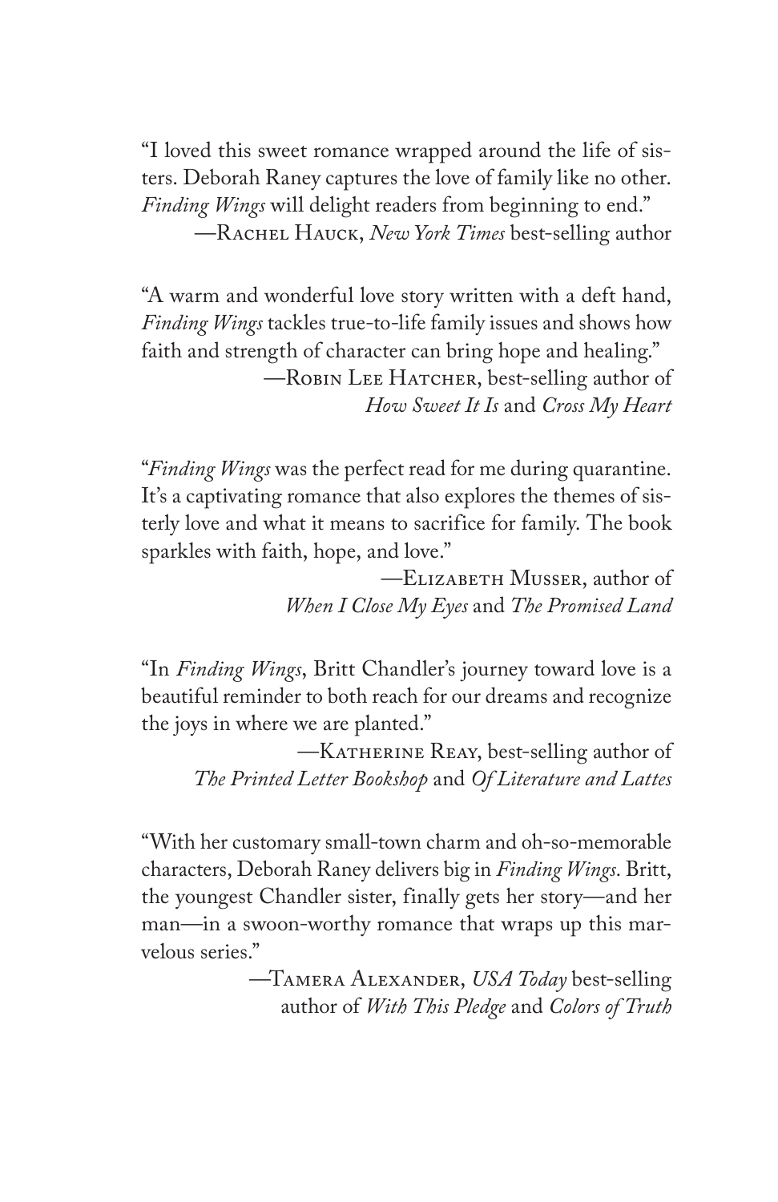"I loved this sweet romance wrapped around the life of sisters. Deborah Raney captures the love of family like no other. *Finding Wings* will delight readers from beginning to end."

—Rachel Hauck, *New York Times* best-selling author

"A warm and wonderful love story written with a deft hand, *Finding Wings* tackles true-to-life family issues and shows how faith and strength of character can bring hope and healing."

—Robin Lee Hatcher, best-selling author of *How Sweet It Is* and *Cross My Heart*

"*Finding Wings* was the perfect read for me during quarantine. It's a captivating romance that also explores the themes of sisterly love and what it means to sacrifice for family. The book sparkles with faith, hope, and love."

—Elizabeth Musser, author of *When I Close My Eyes* and *The Promised Land*

"In *Finding Wings*, Britt Chandler's journey toward love is a beautiful reminder to both reach for our dreams and recognize the joys in where we are planted."

—Katherine Reay, best-selling author of *The Printed Letter Bookshop* and *Of Literature and Lattes*

"With her customary small-town charm and oh-so-memorable characters, Deborah Raney delivers big in *Finding Wings*. Britt, the youngest Chandler sister, finally gets her story—and her man—in a swoon-worthy romance that wraps up this marvelous series."

—Tamera Alexander, *USA Today* best-selling author of *With This Pledge* and *Colors of Truth*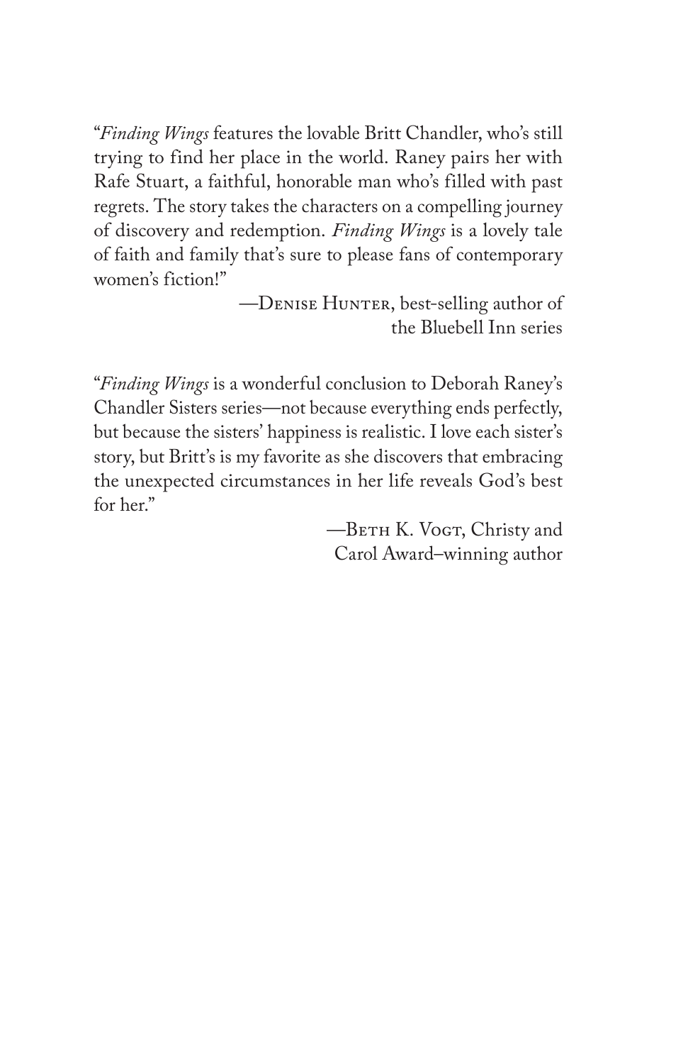"*Finding Wings* features the lovable Britt Chandler, who's still trying to find her place in the world. Raney pairs her with Rafe Stuart, a faithful, honorable man who's filled with past regrets. The story takes the characters on a compelling journey of discovery and redemption. *Finding Wings* is a lovely tale of faith and family that's sure to please fans of contemporary women's fiction!"

—Denise Hunter, best-selling author of the Bluebell Inn series

"*Finding Wings* is a wonderful conclusion to Deborah Raney's Chandler Sisters series—not because everything ends perfectly, but because the sisters' happiness is realistic. I love each sister's story, but Britt's is my favorite as she discovers that embracing the unexpected circumstances in her life reveals God's best for her."

—Beth K. Vogt, Christy and Carol Award–winning author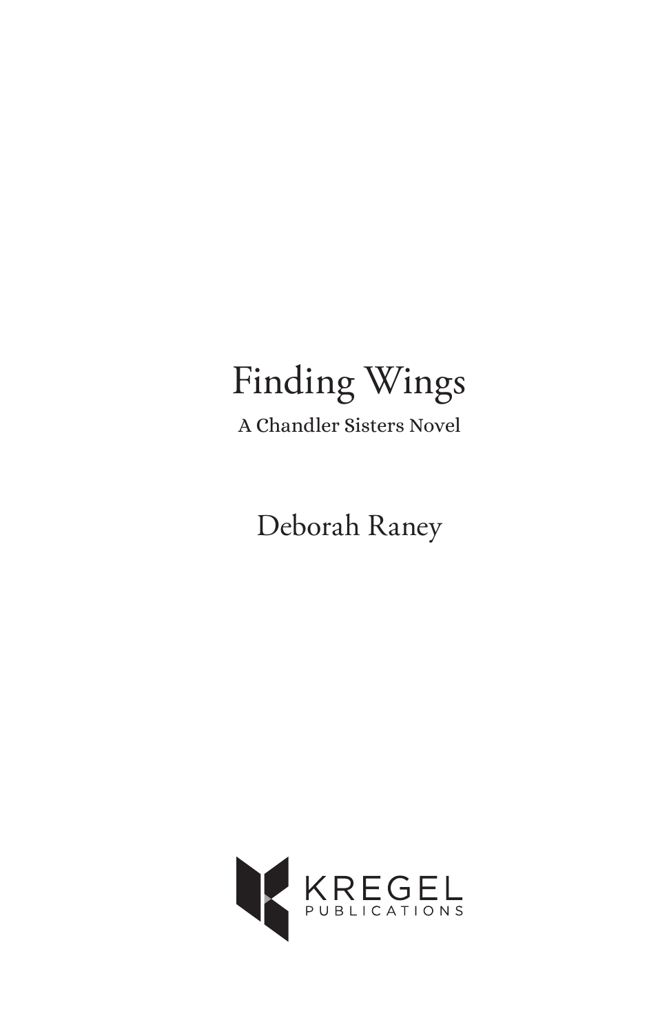# Finding Wings

A Chandler Sisters Novel

Deborah Raney

KREGEL
PUBLICATIONS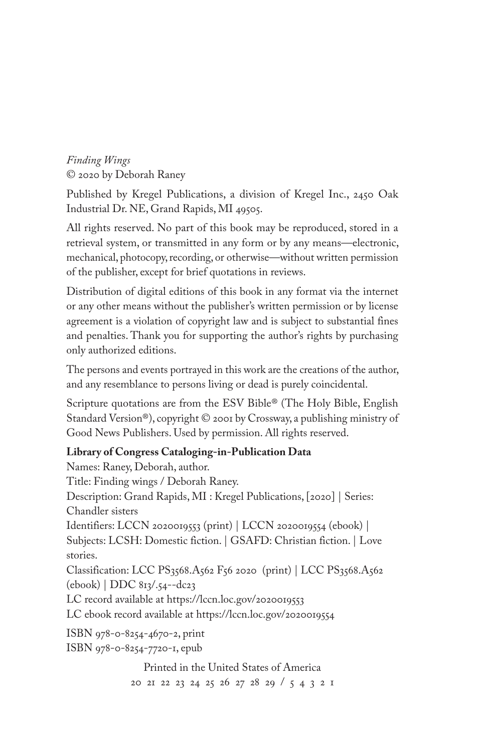*Finding Wings*
© 2020 by Deborah Raney

Published by Kregel Publications, a division of Kregel Inc., 2450 Oak Industrial Dr. NE, Grand Rapids, MI 49505.

All rights reserved. No part of this book may be reproduced, stored in a retrieval system, or transmitted in any form or by any means—electronic, mechanical, photocopy, recording, or otherwise—without written permission of the publisher, except for brief quotations in reviews.

Distribution of digital editions of this book in any format via the internet or any other means without the publisher's written permission or by license agreement is a violation of copyright law and is subject to substantial fines and penalties. Thank you for supporting the author's rights by purchasing only authorized editions.

The persons and events portrayed in this work are the creations of the author, and any resemblance to persons living or dead is purely coincidental.

Scripture quotations are from the ESV Bible® (The Holy Bible, English Standard Version®), copyright © 2001 by Crossway, a publishing ministry of Good News Publishers. Used by permission. All rights reserved.

**Library of Congress Cataloging-in-Publication Data**
Names: Raney, Deborah, author.
Title: Finding wings / Deborah Raney.
Description: Grand Rapids, MI : Kregel Publications, [2020] | Series: Chandler sisters
Identifiers: LCCN 2020019553 (print) | LCCN 2020019554 (ebook) |
Subjects: LCSH: Domestic fiction. | GSAFD: Christian fiction. | Love stories.
Classification: LCC PS3568.A562 F56 2020 (print) | LCC PS3568.A562 (ebook) | DDC 813/.54--dc23
LC record available at https://lccn.loc.gov/2020019553
LC ebook record available at https://lccn.loc.gov/2020019554

ISBN 978-0-8254-4670-2, print
ISBN 978-0-8254-7720-1, epub

Printed in the United States of America
20 21 22 23 24 25 26 27 28 29 / 5 4 3 2 1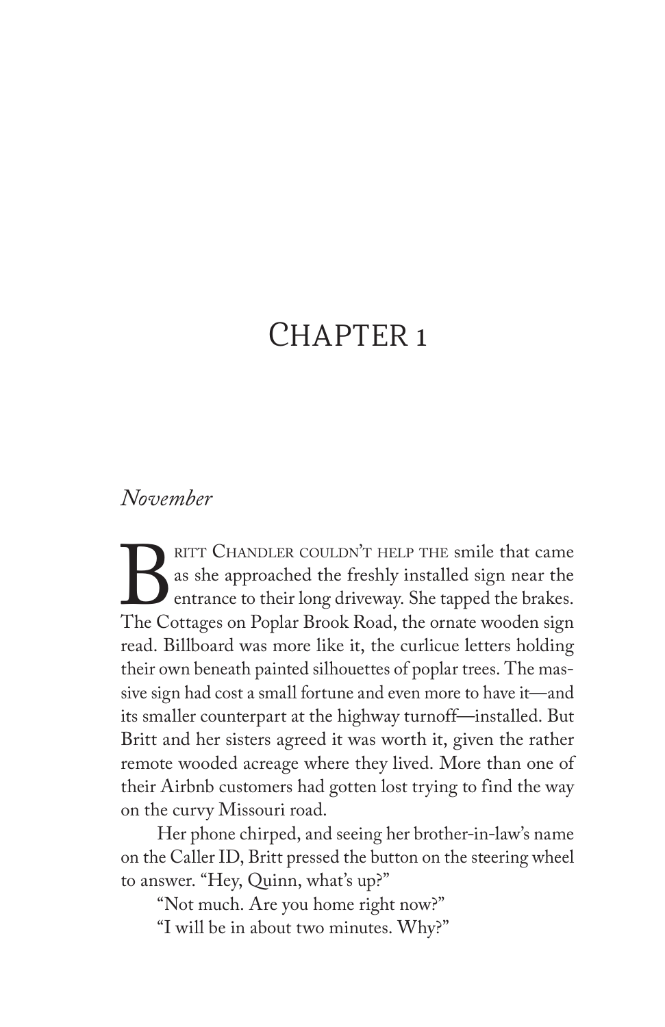# Chapter 1

*November*

Britt Chandler couldn't help the smile that came as she approached the freshly installed sign near the entrance to their long driveway. She tapped the brakes. The Cottages on Poplar Brook Road, the ornate wooden sign read. Billboard was more like it, the curlicue letters holding their own beneath painted silhouettes of poplar trees. The massive sign had cost a small fortune and even more to have it—and its smaller counterpart at the highway turnoff—installed. But Britt and her sisters agreed it was worth it, given the rather remote wooded acreage where they lived. More than one of their Airbnb customers had gotten lost trying to find the way on the curvy Missouri road.

Her phone chirped, and seeing her brother-in-law's name on the Caller ID, Britt pressed the button on the steering wheel to answer. "Hey, Quinn, what's up?"

"Not much. Are you home right now?"

"I will be in about two minutes. Why?"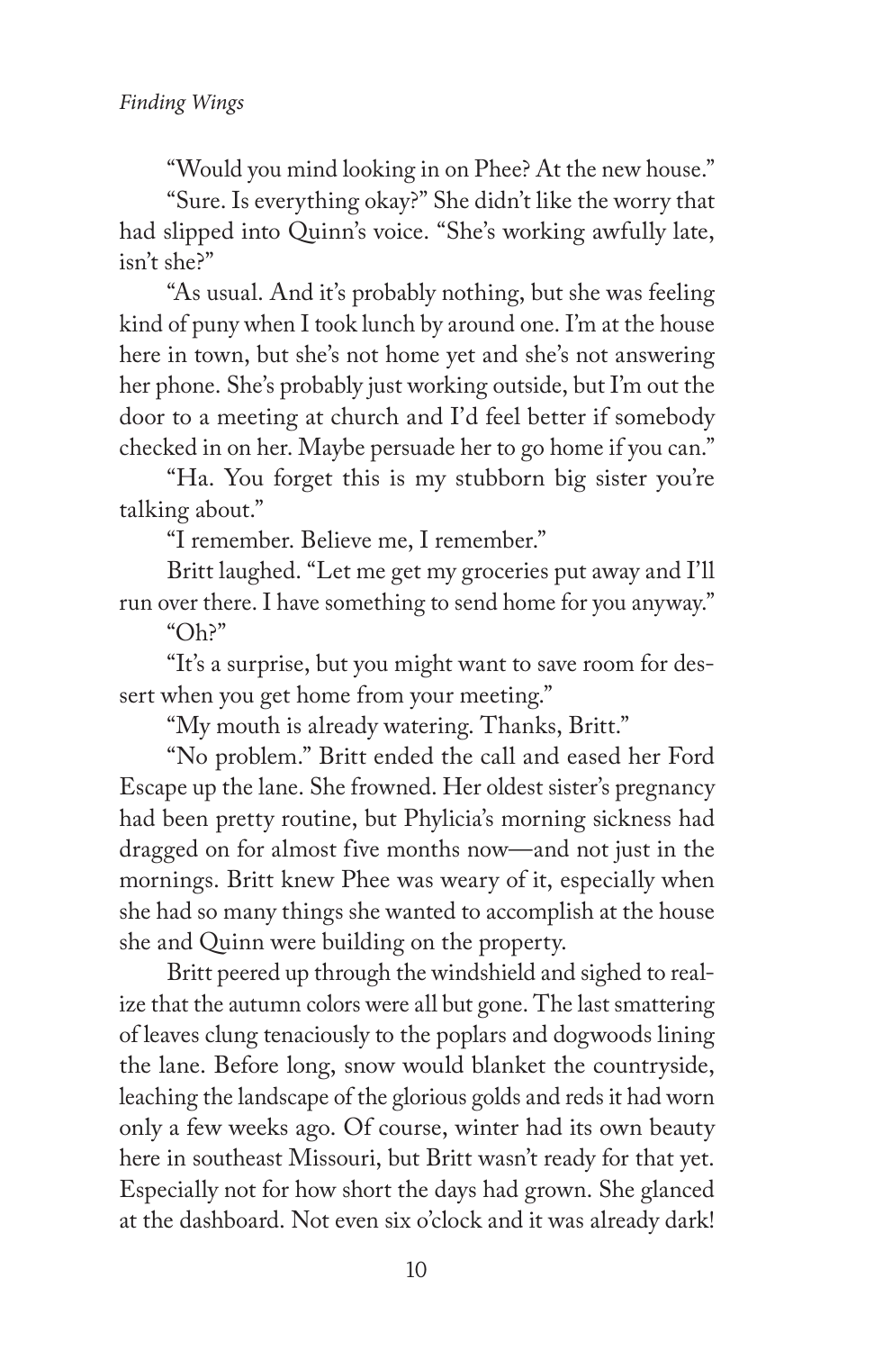"Would you mind looking in on Phee? At the new house."

"Sure. Is everything okay?" She didn't like the worry that had slipped into Quinn's voice. "She's working awfully late, isn't she?"

"As usual. And it's probably nothing, but she was feeling kind of puny when I took lunch by around one. I'm at the house here in town, but she's not home yet and she's not answering her phone. She's probably just working outside, but I'm out the door to a meeting at church and I'd feel better if somebody checked in on her. Maybe persuade her to go home if you can."

"Ha. You forget this is my stubborn big sister you're talking about."

"I remember. Believe me, I remember."

Britt laughed. "Let me get my groceries put away and I'll run over there. I have something to send home for you anyway."

"Oh?"

"It's a surprise, but you might want to save room for dessert when you get home from your meeting."

"My mouth is already watering. Thanks, Britt."

"No problem." Britt ended the call and eased her Ford Escape up the lane. She frowned. Her oldest sister's pregnancy had been pretty routine, but Phylicia's morning sickness had dragged on for almost five months now—and not just in the mornings. Britt knew Phee was weary of it, especially when she had so many things she wanted to accomplish at the house she and Quinn were building on the property.

Britt peered up through the windshield and sighed to realize that the autumn colors were all but gone. The last smattering of leaves clung tenaciously to the poplars and dogwoods lining the lane. Before long, snow would blanket the countryside, leaching the landscape of the glorious golds and reds it had worn only a few weeks ago. Of course, winter had its own beauty here in southeast Missouri, but Britt wasn't ready for that yet. Especially not for how short the days had grown. She glanced at the dashboard. Not even six o'clock and it was already dark!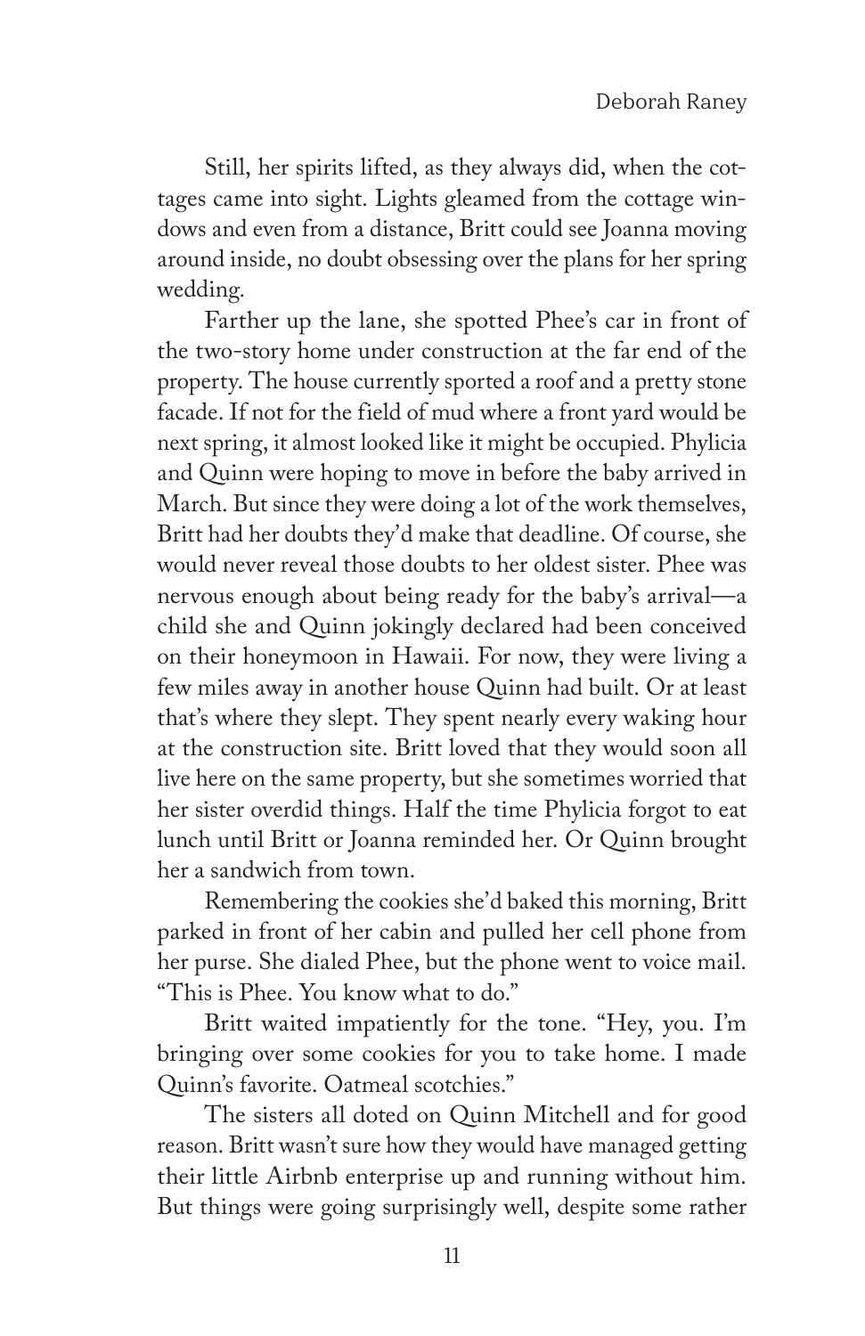Still, her spirits lifted, as they always did, when the cottages came into sight. Lights gleamed from the cottage windows and even from a distance, Britt could see Joanna moving around inside, no doubt obsessing over the plans for her spring wedding.

Farther up the lane, she spotted Phee's car in front of the two-story home under construction at the far end of the property. The house currently sported a roof and a pretty stone facade. If not for the field of mud where a front yard would be next spring, it almost looked like it might be occupied. Phylicia and Quinn were hoping to move in before the baby arrived in March. But since they were doing a lot of the work themselves, Britt had her doubts they'd make that deadline. Of course, she would never reveal those doubts to her oldest sister. Phee was nervous enough about being ready for the baby's arrival—a child she and Quinn jokingly declared had been conceived on their honeymoon in Hawaii. For now, they were living a few miles away in another house Quinn had built. Or at least that's where they slept. They spent nearly every waking hour at the construction site. Britt loved that they would soon all live here on the same property, but she sometimes worried that her sister overdid things. Half the time Phylicia forgot to eat lunch until Britt or Joanna reminded her. Or Quinn brought her a sandwich from town.

Remembering the cookies she'd baked this morning, Britt parked in front of her cabin and pulled her cell phone from her purse. She dialed Phee, but the phone went to voice mail. "This is Phee. You know what to do."

Britt waited impatiently for the tone. "Hey, you. I'm bringing over some cookies for you to take home. I made Quinn's favorite. Oatmeal scotchies."

The sisters all doted on Quinn Mitchell and for good reason. Britt wasn't sure how they would have managed getting their little Airbnb enterprise up and running without him. But things were going surprisingly well, despite some rather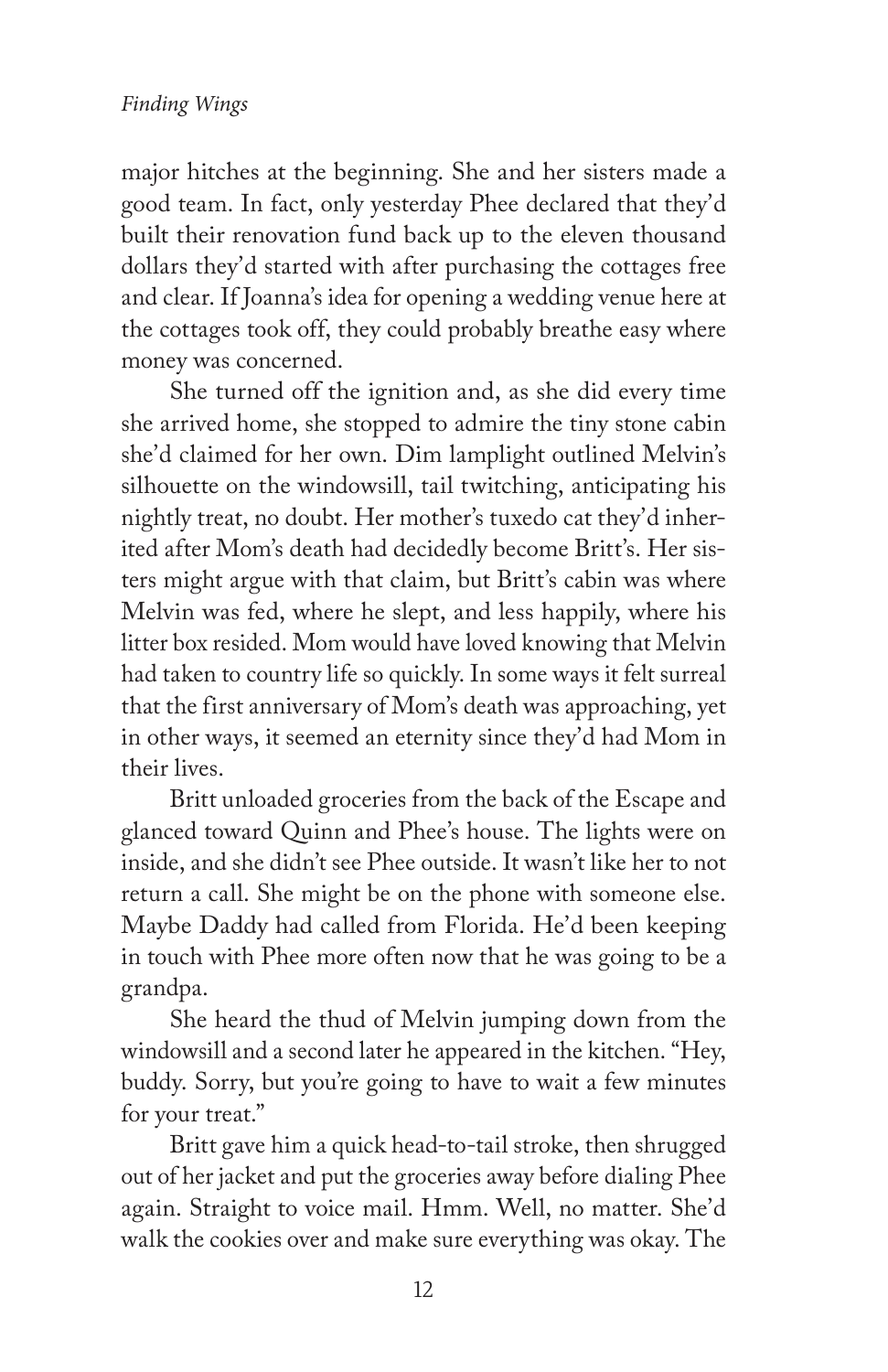major hitches at the beginning. She and her sisters made a good team. In fact, only yesterday Phee declared that they'd built their renovation fund back up to the eleven thousand dollars they'd started with after purchasing the cottages free and clear. If Joanna's idea for opening a wedding venue here at the cottages took off, they could probably breathe easy where money was concerned.

She turned off the ignition and, as she did every time she arrived home, she stopped to admire the tiny stone cabin she'd claimed for her own. Dim lamplight outlined Melvin's silhouette on the windowsill, tail twitching, anticipating his nightly treat, no doubt. Her mother's tuxedo cat they'd inherited after Mom's death had decidedly become Britt's. Her sisters might argue with that claim, but Britt's cabin was where Melvin was fed, where he slept, and less happily, where his litter box resided. Mom would have loved knowing that Melvin had taken to country life so quickly. In some ways it felt surreal that the first anniversary of Mom's death was approaching, yet in other ways, it seemed an eternity since they'd had Mom in their lives.

Britt unloaded groceries from the back of the Escape and glanced toward Quinn and Phee's house. The lights were on inside, and she didn't see Phee outside. It wasn't like her to not return a call. She might be on the phone with someone else. Maybe Daddy had called from Florida. He'd been keeping in touch with Phee more often now that he was going to be a grandpa.

She heard the thud of Melvin jumping down from the windowsill and a second later he appeared in the kitchen. "Hey, buddy. Sorry, but you're going to have to wait a few minutes for your treat."

Britt gave him a quick head-to-tail stroke, then shrugged out of her jacket and put the groceries away before dialing Phee again. Straight to voice mail. Hmm. Well, no matter. She'd walk the cookies over and make sure everything was okay. The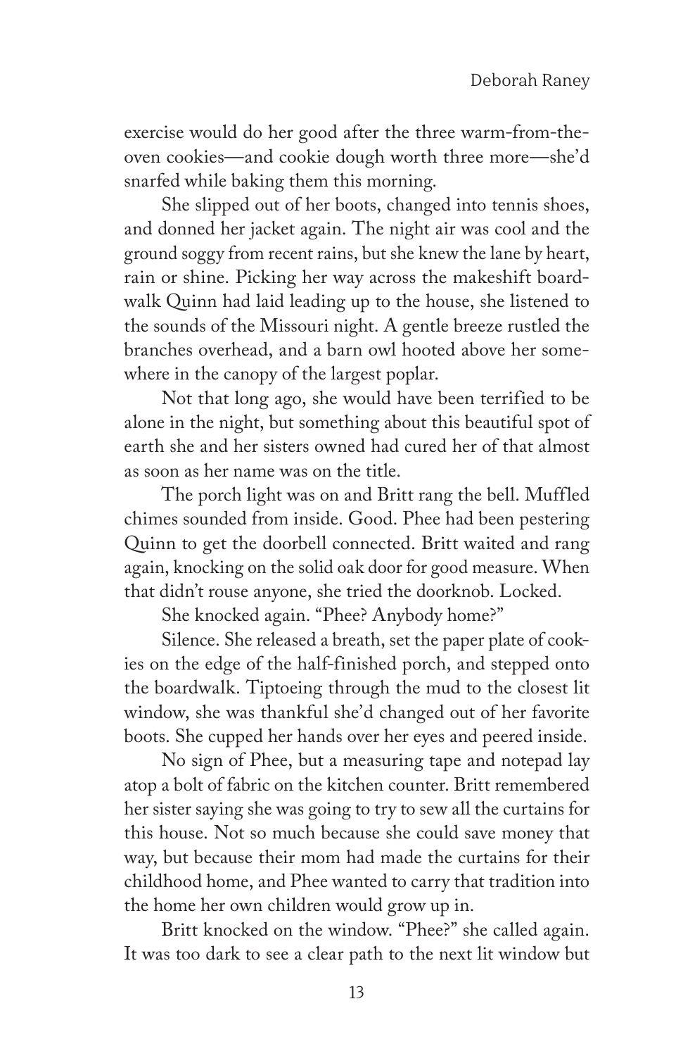exercise would do her good after the three warm-from-the-oven cookies—and cookie dough worth three more—she'd snarfed while baking them this morning.

She slipped out of her boots, changed into tennis shoes, and donned her jacket again. The night air was cool and the ground soggy from recent rains, but she knew the lane by heart, rain or shine. Picking her way across the makeshift boardwalk Quinn had laid leading up to the house, she listened to the sounds of the Missouri night. A gentle breeze rustled the branches overhead, and a barn owl hooted above her somewhere in the canopy of the largest poplar.

Not that long ago, she would have been terrified to be alone in the night, but something about this beautiful spot of earth she and her sisters owned had cured her of that almost as soon as her name was on the title.

The porch light was on and Britt rang the bell. Muffled chimes sounded from inside. Good. Phee had been pestering Quinn to get the doorbell connected. Britt waited and rang again, knocking on the solid oak door for good measure. When that didn't rouse anyone, she tried the doorknob. Locked.

She knocked again. "Phee? Anybody home?"

Silence. She released a breath, set the paper plate of cookies on the edge of the half-finished porch, and stepped onto the boardwalk. Tiptoeing through the mud to the closest lit window, she was thankful she'd changed out of her favorite boots. She cupped her hands over her eyes and peered inside.

No sign of Phee, but a measuring tape and notepad lay atop a bolt of fabric on the kitchen counter. Britt remembered her sister saying she was going to try to sew all the curtains for this house. Not so much because she could save money that way, but because their mom had made the curtains for their childhood home, and Phee wanted to carry that tradition into the home her own children would grow up in.

Britt knocked on the window. "Phee?" she called again. It was too dark to see a clear path to the next lit window but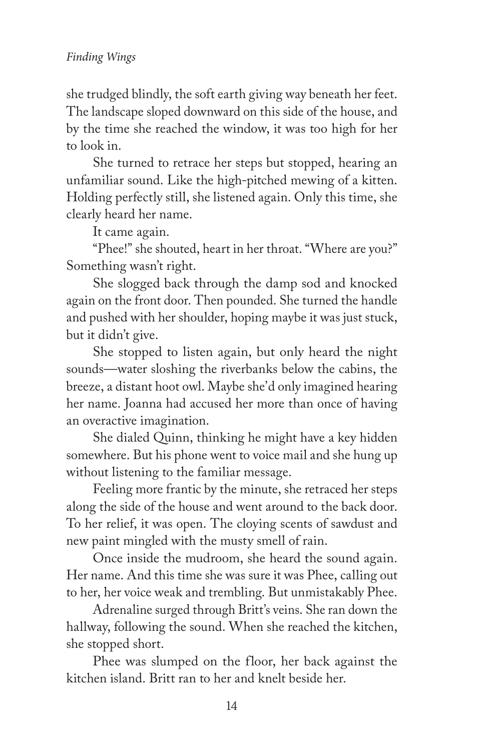she trudged blindly, the soft earth giving way beneath her feet. The landscape sloped downward on this side of the house, and by the time she reached the window, it was too high for her to look in.

She turned to retrace her steps but stopped, hearing an unfamiliar sound. Like the high-pitched mewing of a kitten. Holding perfectly still, she listened again. Only this time, she clearly heard her name.

It came again.

"Phee!" she shouted, heart in her throat. "Where are you?" Something wasn't right.

She slogged back through the damp sod and knocked again on the front door. Then pounded. She turned the handle and pushed with her shoulder, hoping maybe it was just stuck, but it didn't give.

She stopped to listen again, but only heard the night sounds—water sloshing the riverbanks below the cabins, the breeze, a distant hoot owl. Maybe she'd only imagined hearing her name. Joanna had accused her more than once of having an overactive imagination.

She dialed Quinn, thinking he might have a key hidden somewhere. But his phone went to voice mail and she hung up without listening to the familiar message.

Feeling more frantic by the minute, she retraced her steps along the side of the house and went around to the back door. To her relief, it was open. The cloying scents of sawdust and new paint mingled with the musty smell of rain.

Once inside the mudroom, she heard the sound again. Her name. And this time she was sure it was Phee, calling out to her, her voice weak and trembling. But unmistakably Phee.

Adrenaline surged through Britt's veins. She ran down the hallway, following the sound. When she reached the kitchen, she stopped short.

Phee was slumped on the floor, her back against the kitchen island. Britt ran to her and knelt beside her.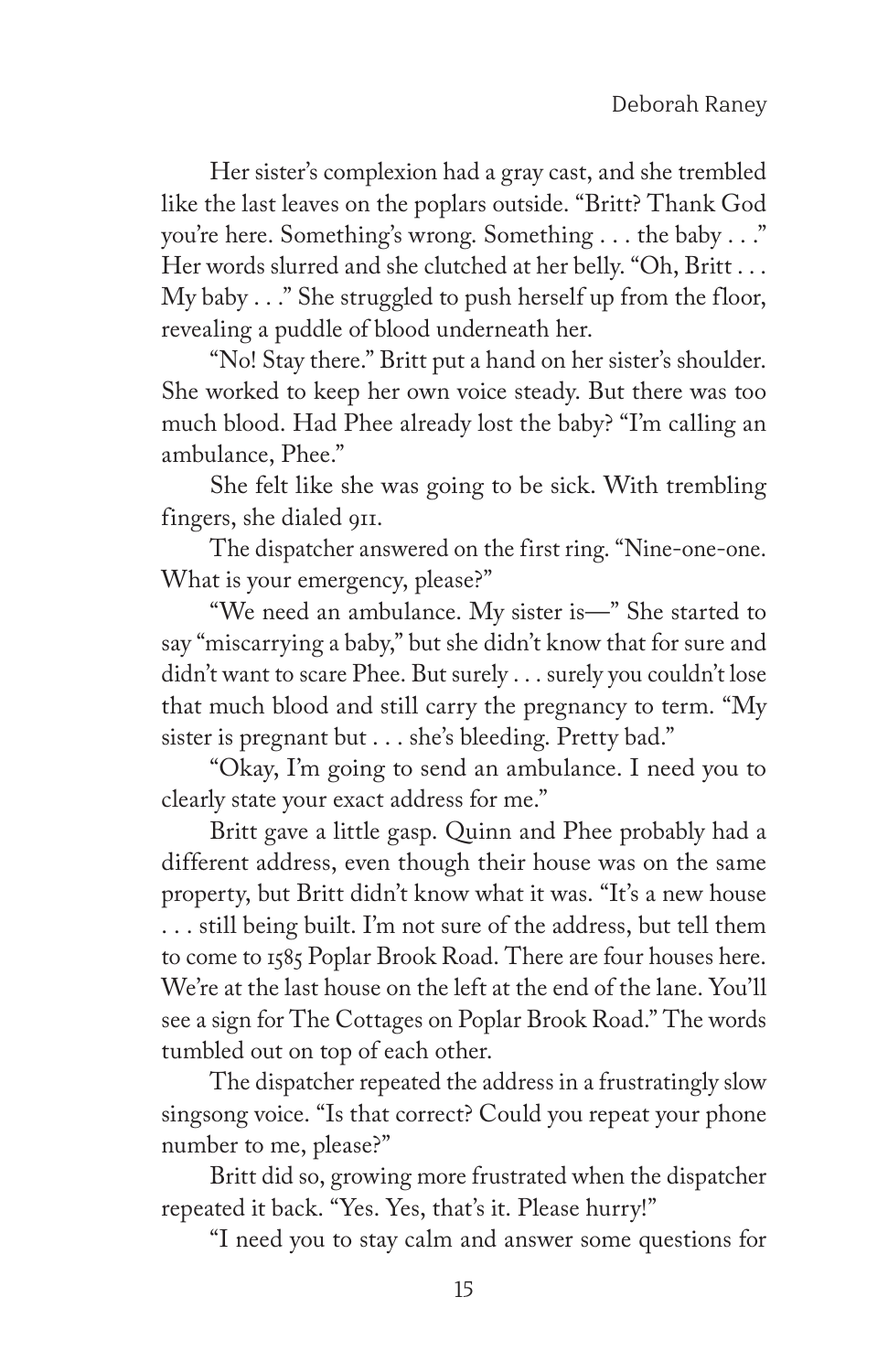Her sister's complexion had a gray cast, and she trembled like the last leaves on the poplars outside. "Britt? Thank God you're here. Something's wrong. Something . . . the baby . . ." Her words slurred and she clutched at her belly. "Oh, Britt . . . My baby . . ." She struggled to push herself up from the floor, revealing a puddle of blood underneath her.

"No! Stay there." Britt put a hand on her sister's shoulder. She worked to keep her own voice steady. But there was too much blood. Had Phee already lost the baby? "I'm calling an ambulance, Phee."

She felt like she was going to be sick. With trembling fingers, she dialed 911.

The dispatcher answered on the first ring. "Nine-one-one. What is your emergency, please?"

"We need an ambulance. My sister is—" She started to say "miscarrying a baby," but she didn't know that for sure and didn't want to scare Phee. But surely . . . surely you couldn't lose that much blood and still carry the pregnancy to term. "My sister is pregnant but . . . she's bleeding. Pretty bad."

"Okay, I'm going to send an ambulance. I need you to clearly state your exact address for me."

Britt gave a little gasp. Quinn and Phee probably had a different address, even though their house was on the same property, but Britt didn't know what it was. "It's a new house . . . still being built. I'm not sure of the address, but tell them to come to 1585 Poplar Brook Road. There are four houses here. We're at the last house on the left at the end of the lane. You'll see a sign for The Cottages on Poplar Brook Road." The words tumbled out on top of each other.

The dispatcher repeated the address in a frustratingly slow singsong voice. "Is that correct? Could you repeat your phone number to me, please?"

Britt did so, growing more frustrated when the dispatcher repeated it back. "Yes. Yes, that's it. Please hurry!"

"I need you to stay calm and answer some questions for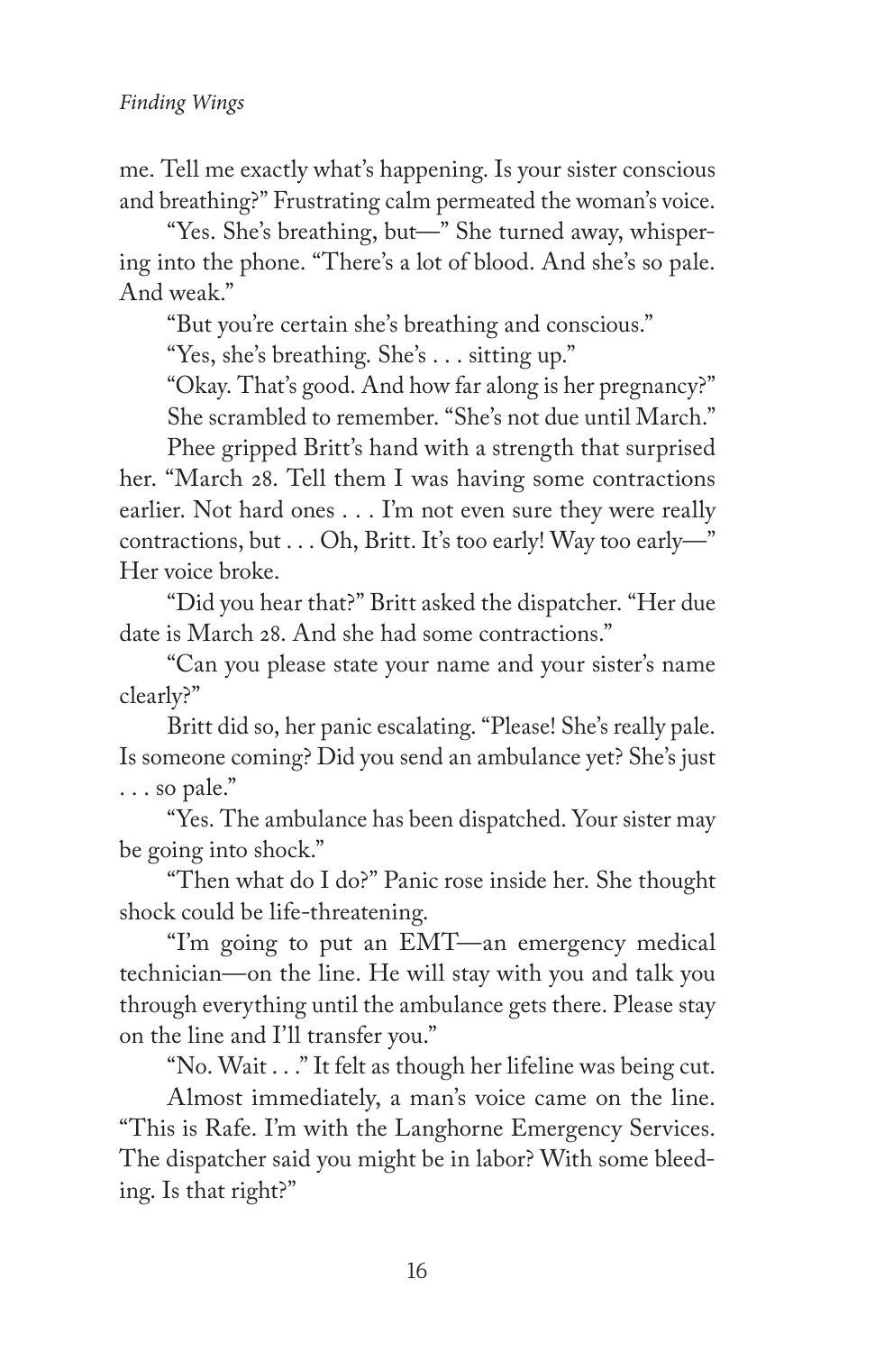me. Tell me exactly what's happening. Is your sister conscious and breathing?" Frustrating calm permeated the woman's voice.

"Yes. She's breathing, but—" She turned away, whispering into the phone. "There's a lot of blood. And she's so pale. And weak."

"But you're certain she's breathing and conscious."

"Yes, she's breathing. She's . . . sitting up."

"Okay. That's good. And how far along is her pregnancy?"

She scrambled to remember. "She's not due until March."

Phee gripped Britt's hand with a strength that surprised her. "March 28. Tell them I was having some contractions earlier. Not hard ones . . . I'm not even sure they were really contractions, but . . . Oh, Britt. It's too early! Way too early—" Her voice broke.

"Did you hear that?" Britt asked the dispatcher. "Her due date is March 28. And she had some contractions."

"Can you please state your name and your sister's name clearly?"

Britt did so, her panic escalating. "Please! She's really pale. Is someone coming? Did you send an ambulance yet? She's just . . . so pale."

"Yes. The ambulance has been dispatched. Your sister may be going into shock."

"Then what do I do?" Panic rose inside her. She thought shock could be life-threatening.

"I'm going to put an EMT—an emergency medical technician—on the line. He will stay with you and talk you through everything until the ambulance gets there. Please stay on the line and I'll transfer you."

"No. Wait . . ." It felt as though her lifeline was being cut.

Almost immediately, a man's voice came on the line. "This is Rafe. I'm with the Langhorne Emergency Services. The dispatcher said you might be in labor? With some bleeding. Is that right?"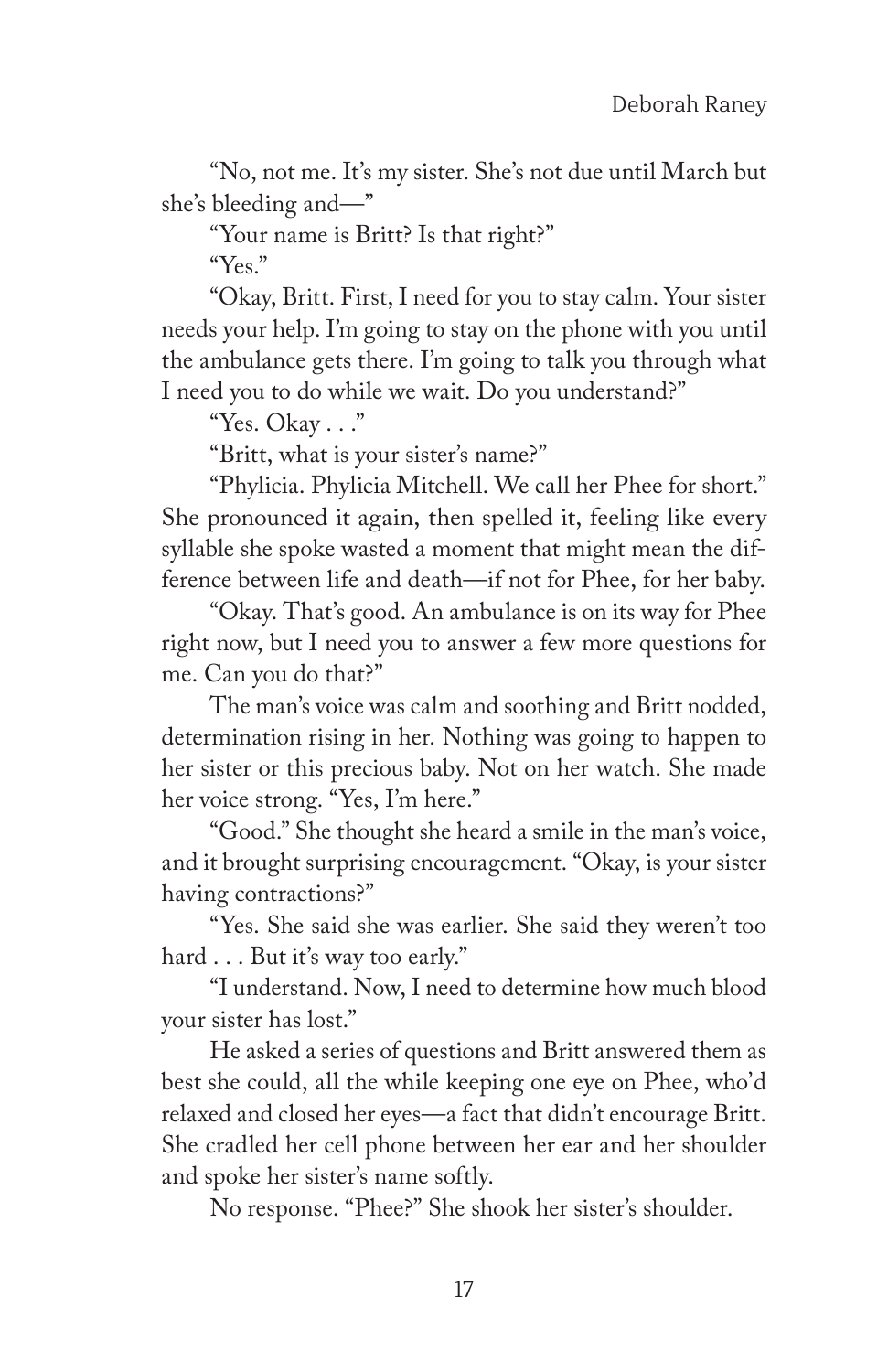"No, not me. It's my sister. She's not due until March but she's bleeding and—"

"Your name is Britt? Is that right?"

"Yes."

"Okay, Britt. First, I need for you to stay calm. Your sister needs your help. I'm going to stay on the phone with you until the ambulance gets there. I'm going to talk you through what I need you to do while we wait. Do you understand?"

"Yes. Okay . . ."

"Britt, what is your sister's name?"

"Phylicia. Phylicia Mitchell. We call her Phee for short." She pronounced it again, then spelled it, feeling like every syllable she spoke wasted a moment that might mean the difference between life and death—if not for Phee, for her baby.

"Okay. That's good. An ambulance is on its way for Phee right now, but I need you to answer a few more questions for me. Can you do that?"

The man's voice was calm and soothing and Britt nodded, determination rising in her. Nothing was going to happen to her sister or this precious baby. Not on her watch. She made her voice strong. "Yes, I'm here."

"Good." She thought she heard a smile in the man's voice, and it brought surprising encouragement. "Okay, is your sister having contractions?"

"Yes. She said she was earlier. She said they weren't too hard . . . But it's way too early."

"I understand. Now, I need to determine how much blood your sister has lost."

He asked a series of questions and Britt answered them as best she could, all the while keeping one eye on Phee, who'd relaxed and closed her eyes—a fact that didn't encourage Britt. She cradled her cell phone between her ear and her shoulder and spoke her sister's name softly.

No response. "Phee?" She shook her sister's shoulder.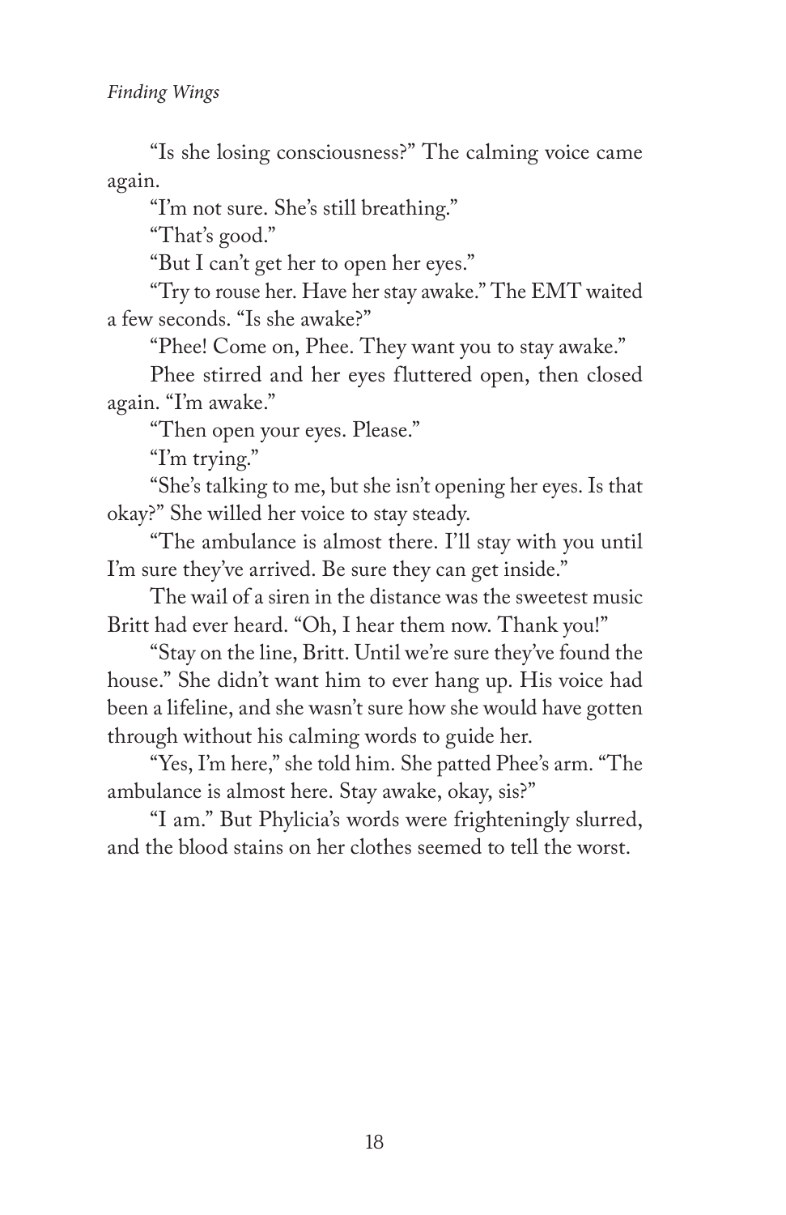"Is she losing consciousness?" The calming voice came again.

"I'm not sure. She's still breathing."

"That's good."

"But I can't get her to open her eyes."

"Try to rouse her. Have her stay awake." The EMT waited a few seconds. "Is she awake?"

"Phee! Come on, Phee. They want you to stay awake."

Phee stirred and her eyes fluttered open, then closed again. "I'm awake."

"Then open your eyes. Please."

"I'm trying."

"She's talking to me, but she isn't opening her eyes. Is that okay?" She willed her voice to stay steady.

"The ambulance is almost there. I'll stay with you until I'm sure they've arrived. Be sure they can get inside."

The wail of a siren in the distance was the sweetest music Britt had ever heard. "Oh, I hear them now. Thank you!"

"Stay on the line, Britt. Until we're sure they've found the house." She didn't want him to ever hang up. His voice had been a lifeline, and she wasn't sure how she would have gotten through without his calming words to guide her.

"Yes, I'm here," she told him. She patted Phee's arm. "The ambulance is almost here. Stay awake, okay, sis?"

"I am." But Phylicia's words were frighteningly slurred, and the blood stains on her clothes seemed to tell the worst.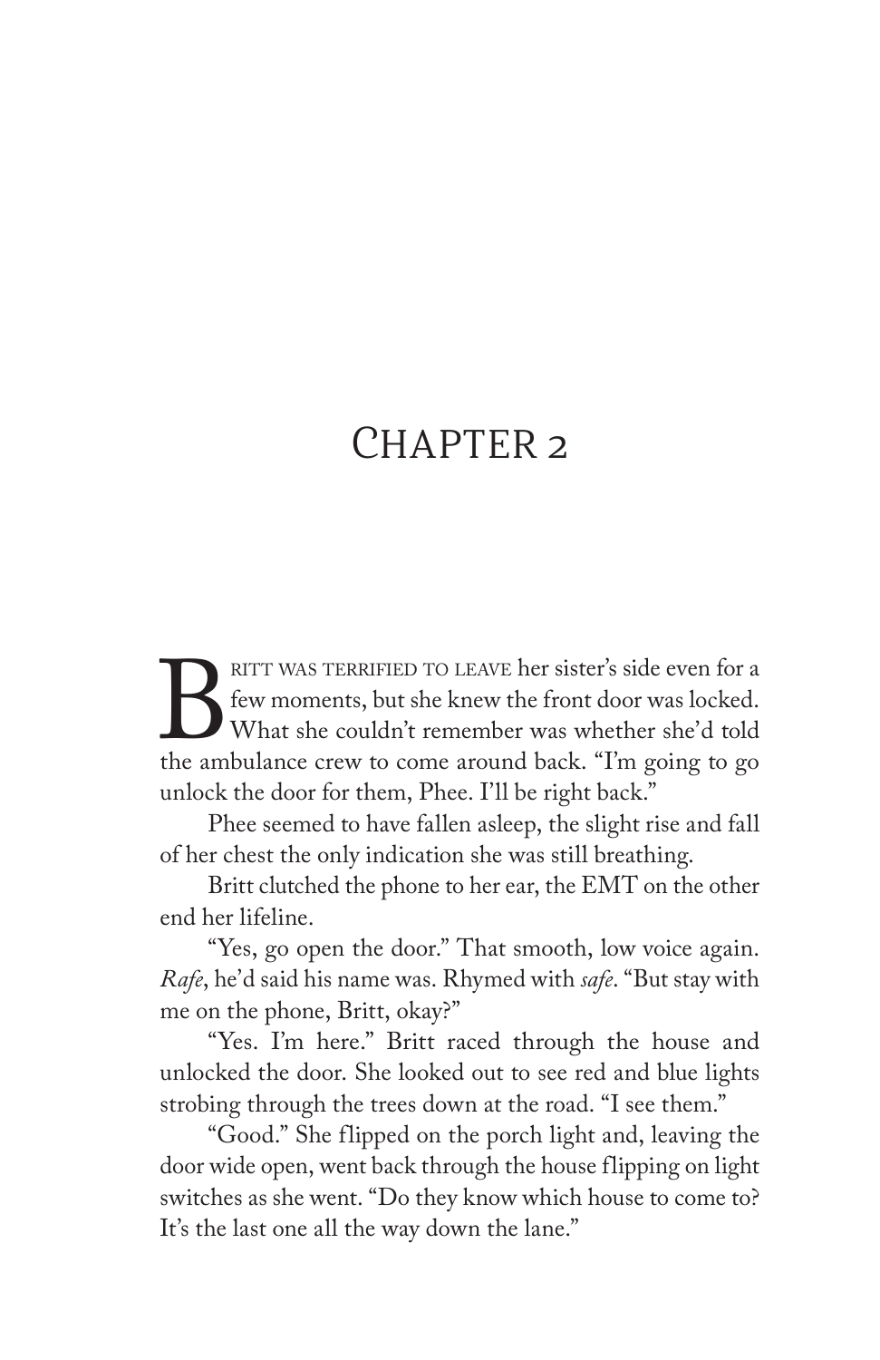# Chapter 2

Britt was terrified to leave her sister's side even for a few moments, but she knew the front door was locked. What she couldn't remember was whether she'd told the ambulance crew to come around back. "I'm going to go unlock the door for them, Phee. I'll be right back."

Phee seemed to have fallen asleep, the slight rise and fall of her chest the only indication she was still breathing.

Britt clutched the phone to her ear, the EMT on the other end her lifeline.

"Yes, go open the door." That smooth, low voice again. *Rafe*, he'd said his name was. Rhymed with *safe*. "But stay with me on the phone, Britt, okay?"

"Yes. I'm here." Britt raced through the house and unlocked the door. She looked out to see red and blue lights strobing through the trees down at the road. "I see them."

"Good." She flipped on the porch light and, leaving the door wide open, went back through the house flipping on light switches as she went. "Do they know which house to come to? It's the last one all the way down the lane."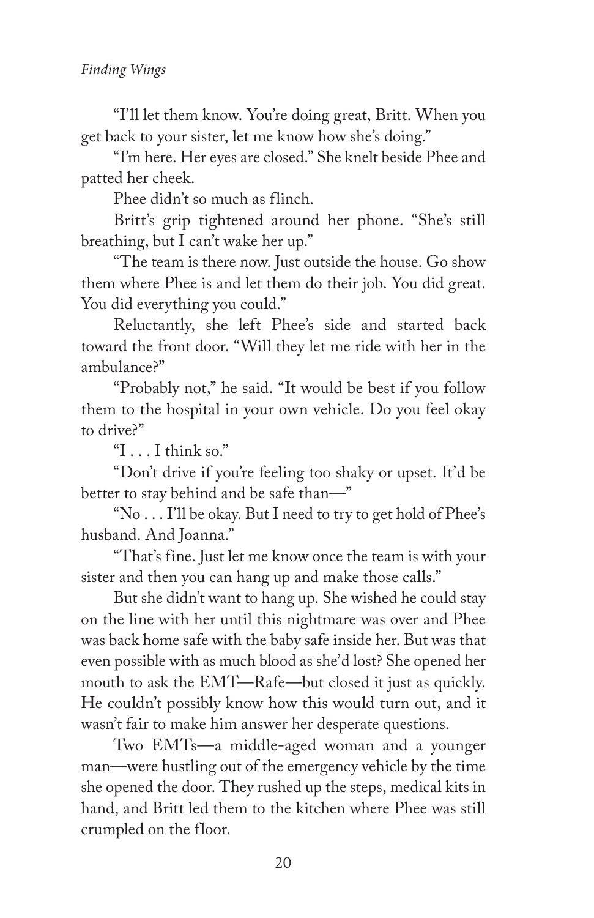"I'll let them know. You're doing great, Britt. When you get back to your sister, let me know how she's doing."

"I'm here. Her eyes are closed." She knelt beside Phee and patted her cheek.

Phee didn't so much as flinch.

Britt's grip tightened around her phone. "She's still breathing, but I can't wake her up."

"The team is there now. Just outside the house. Go show them where Phee is and let them do their job. You did great. You did everything you could."

Reluctantly, she left Phee's side and started back toward the front door. "Will they let me ride with her in the ambulance?"

"Probably not," he said. "It would be best if you follow them to the hospital in your own vehicle. Do you feel okay to drive?"

"I . . . I think so."

"Don't drive if you're feeling too shaky or upset. It'd be better to stay behind and be safe than—"

"No . . . I'll be okay. But I need to try to get hold of Phee's husband. And Joanna."

"That's fine. Just let me know once the team is with your sister and then you can hang up and make those calls."

But she didn't want to hang up. She wished he could stay on the line with her until this nightmare was over and Phee was back home safe with the baby safe inside her. But was that even possible with as much blood as she'd lost? She opened her mouth to ask the EMT—Rafe—but closed it just as quickly. He couldn't possibly know how this would turn out, and it wasn't fair to make him answer her desperate questions.

Two EMTs—a middle-aged woman and a younger man—were hustling out of the emergency vehicle by the time she opened the door. They rushed up the steps, medical kits in hand, and Britt led them to the kitchen where Phee was still crumpled on the floor.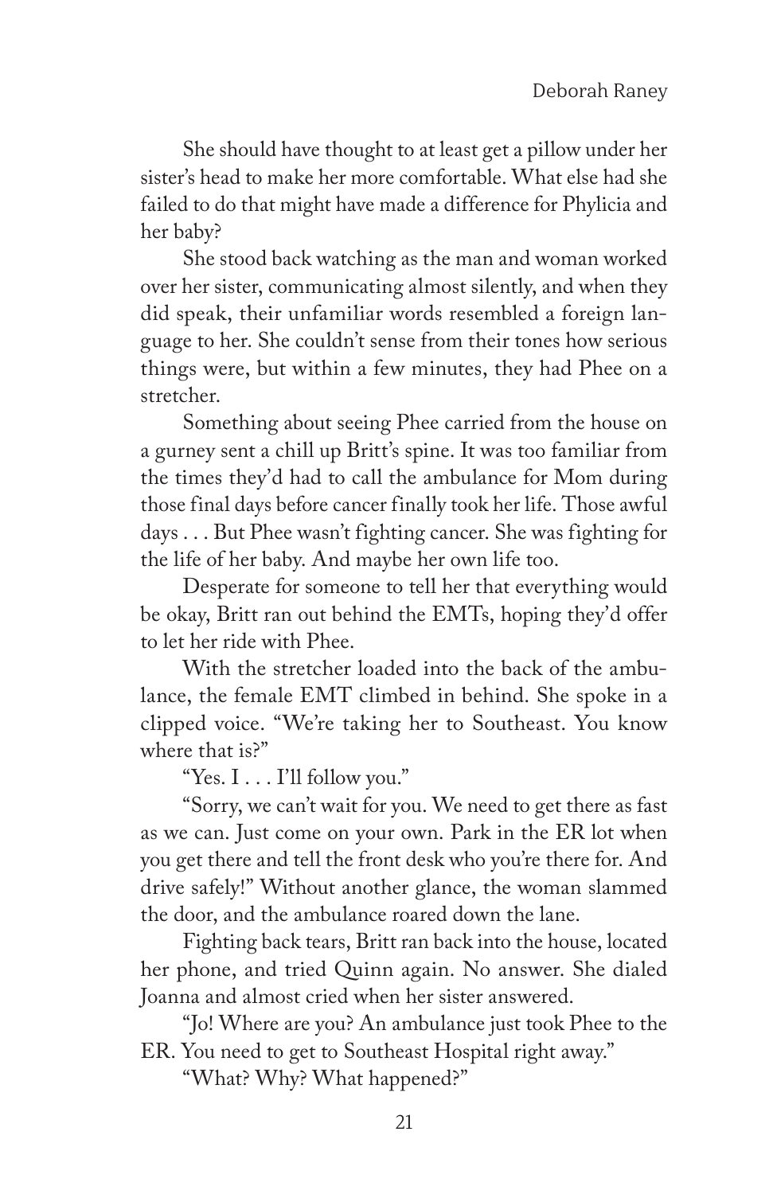She should have thought to at least get a pillow under her sister's head to make her more comfortable. What else had she failed to do that might have made a difference for Phylicia and her baby?

She stood back watching as the man and woman worked over her sister, communicating almost silently, and when they did speak, their unfamiliar words resembled a foreign language to her. She couldn't sense from their tones how serious things were, but within a few minutes, they had Phee on a stretcher.

Something about seeing Phee carried from the house on a gurney sent a chill up Britt's spine. It was too familiar from the times they'd had to call the ambulance for Mom during those final days before cancer finally took her life. Those awful days . . . But Phee wasn't fighting cancer. She was fighting for the life of her baby. And maybe her own life too.

Desperate for someone to tell her that everything would be okay, Britt ran out behind the EMTs, hoping they'd offer to let her ride with Phee.

With the stretcher loaded into the back of the ambulance, the female EMT climbed in behind. She spoke in a clipped voice. "We're taking her to Southeast. You know where that is?"

"Yes. I . . . I'll follow you."

"Sorry, we can't wait for you. We need to get there as fast as we can. Just come on your own. Park in the ER lot when you get there and tell the front desk who you're there for. And drive safely!" Without another glance, the woman slammed the door, and the ambulance roared down the lane.

Fighting back tears, Britt ran back into the house, located her phone, and tried Quinn again. No answer. She dialed Joanna and almost cried when her sister answered.

"Jo! Where are you? An ambulance just took Phee to the ER. You need to get to Southeast Hospital right away."

"What? Why? What happened?"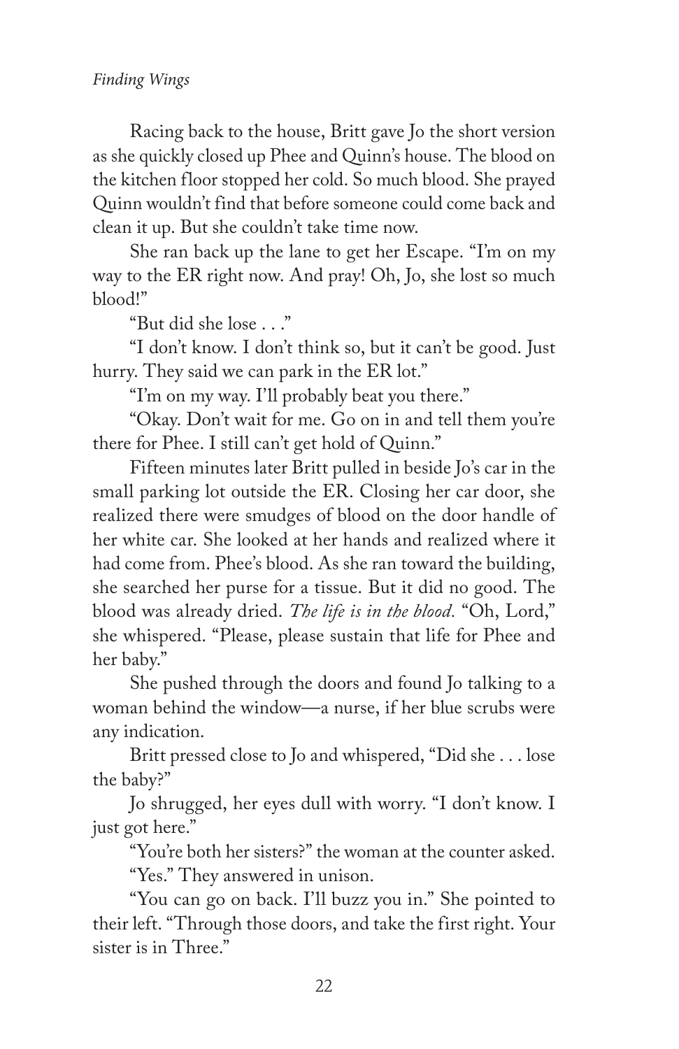Racing back to the house, Britt gave Jo the short version as she quickly closed up Phee and Quinn's house. The blood on the kitchen floor stopped her cold. So much blood. She prayed Quinn wouldn't find that before someone could come back and clean it up. But she couldn't take time now.

She ran back up the lane to get her Escape. "I'm on my way to the ER right now. And pray! Oh, Jo, she lost so much blood!"

"But did she lose . . ."

"I don't know. I don't think so, but it can't be good. Just hurry. They said we can park in the ER lot."

"I'm on my way. I'll probably beat you there."

"Okay. Don't wait for me. Go on in and tell them you're there for Phee. I still can't get hold of Quinn."

Fifteen minutes later Britt pulled in beside Jo's car in the small parking lot outside the ER. Closing her car door, she realized there were smudges of blood on the door handle of her white car. She looked at her hands and realized where it had come from. Phee's blood. As she ran toward the building, she searched her purse for a tissue. But it did no good. The blood was already dried. *The life is in the blood.* "Oh, Lord," she whispered. "Please, please sustain that life for Phee and her baby."

She pushed through the doors and found Jo talking to a woman behind the window—a nurse, if her blue scrubs were any indication.

Britt pressed close to Jo and whispered, "Did she . . . lose the baby?"

Jo shrugged, her eyes dull with worry. "I don't know. I just got here."

"You're both her sisters?" the woman at the counter asked.

"Yes." They answered in unison.

"You can go on back. I'll buzz you in." She pointed to their left. "Through those doors, and take the first right. Your sister is in Three."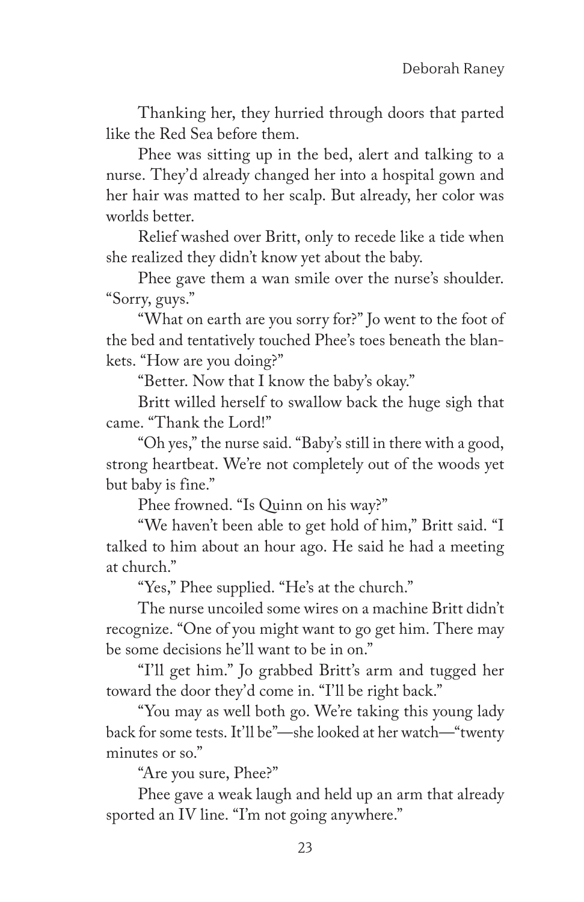Thanking her, they hurried through doors that parted like the Red Sea before them.

Phee was sitting up in the bed, alert and talking to a nurse. They'd already changed her into a hospital gown and her hair was matted to her scalp. But already, her color was worlds better.

Relief washed over Britt, only to recede like a tide when she realized they didn't know yet about the baby.

Phee gave them a wan smile over the nurse's shoulder. "Sorry, guys."

"What on earth are you sorry for?" Jo went to the foot of the bed and tentatively touched Phee's toes beneath the blankets. "How are you doing?"

"Better. Now that I know the baby's okay."

Britt willed herself to swallow back the huge sigh that came. "Thank the Lord!"

"Oh yes," the nurse said. "Baby's still in there with a good, strong heartbeat. We're not completely out of the woods yet but baby is fine."

Phee frowned. "Is Quinn on his way?"

"We haven't been able to get hold of him," Britt said. "I talked to him about an hour ago. He said he had a meeting at church."

"Yes," Phee supplied. "He's at the church."

The nurse uncoiled some wires on a machine Britt didn't recognize. "One of you might want to go get him. There may be some decisions he'll want to be in on."

"I'll get him." Jo grabbed Britt's arm and tugged her toward the door they'd come in. "I'll be right back."

"You may as well both go. We're taking this young lady back for some tests. It'll be"—she looked at her watch—"twenty minutes or so."

"Are you sure, Phee?"

Phee gave a weak laugh and held up an arm that already sported an IV line. "I'm not going anywhere."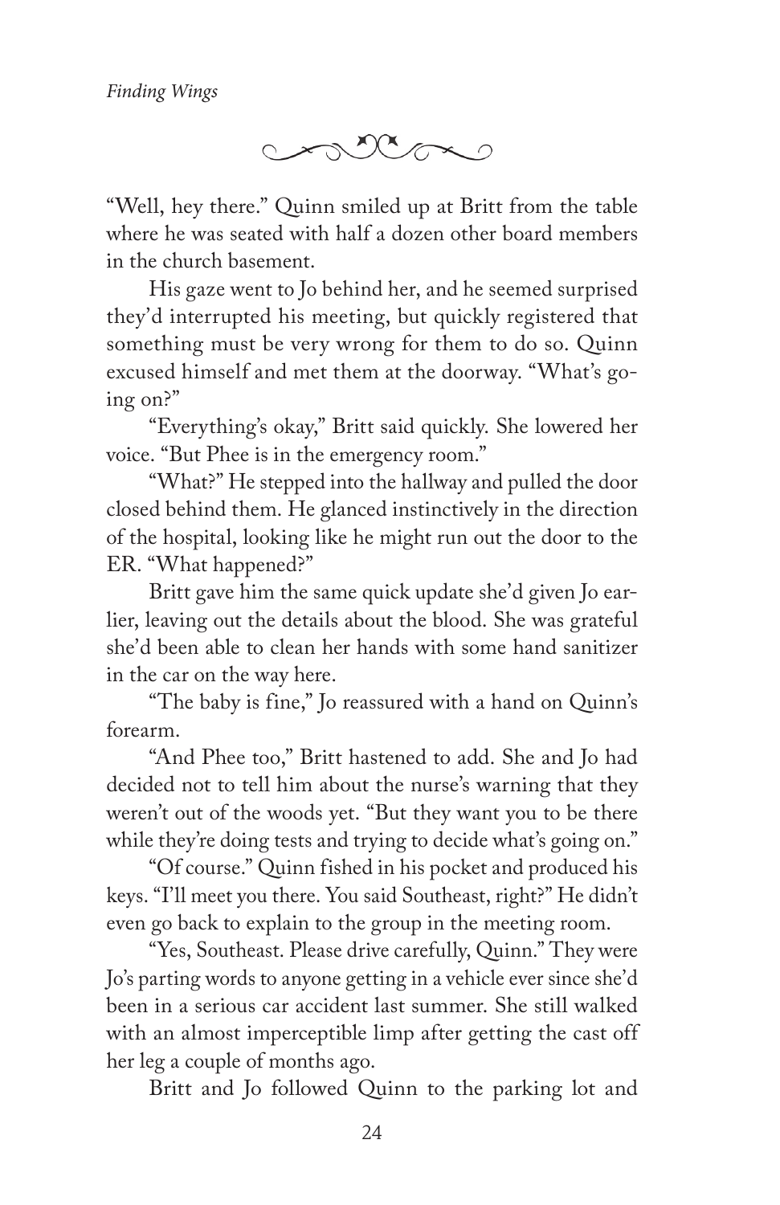"Well, hey there." Quinn smiled up at Britt from the table where he was seated with half a dozen other board members in the church basement.

His gaze went to Jo behind her, and he seemed surprised they'd interrupted his meeting, but quickly registered that something must be very wrong for them to do so. Quinn excused himself and met them at the doorway. "What's going on?"

"Everything's okay," Britt said quickly. She lowered her voice. "But Phee is in the emergency room."

"What?" He stepped into the hallway and pulled the door closed behind them. He glanced instinctively in the direction of the hospital, looking like he might run out the door to the ER. "What happened?"

Britt gave him the same quick update she'd given Jo earlier, leaving out the details about the blood. She was grateful she'd been able to clean her hands with some hand sanitizer in the car on the way here.

"The baby is fine," Jo reassured with a hand on Quinn's forearm.

"And Phee too," Britt hastened to add. She and Jo had decided not to tell him about the nurse's warning that they weren't out of the woods yet. "But they want you to be there while they're doing tests and trying to decide what's going on."

"Of course." Quinn fished in his pocket and produced his keys. "I'll meet you there. You said Southeast, right?" He didn't even go back to explain to the group in the meeting room.

"Yes, Southeast. Please drive carefully, Quinn." They were Jo's parting words to anyone getting in a vehicle ever since she'd been in a serious car accident last summer. She still walked with an almost imperceptible limp after getting the cast off her leg a couple of months ago.

Britt and Jo followed Quinn to the parking lot and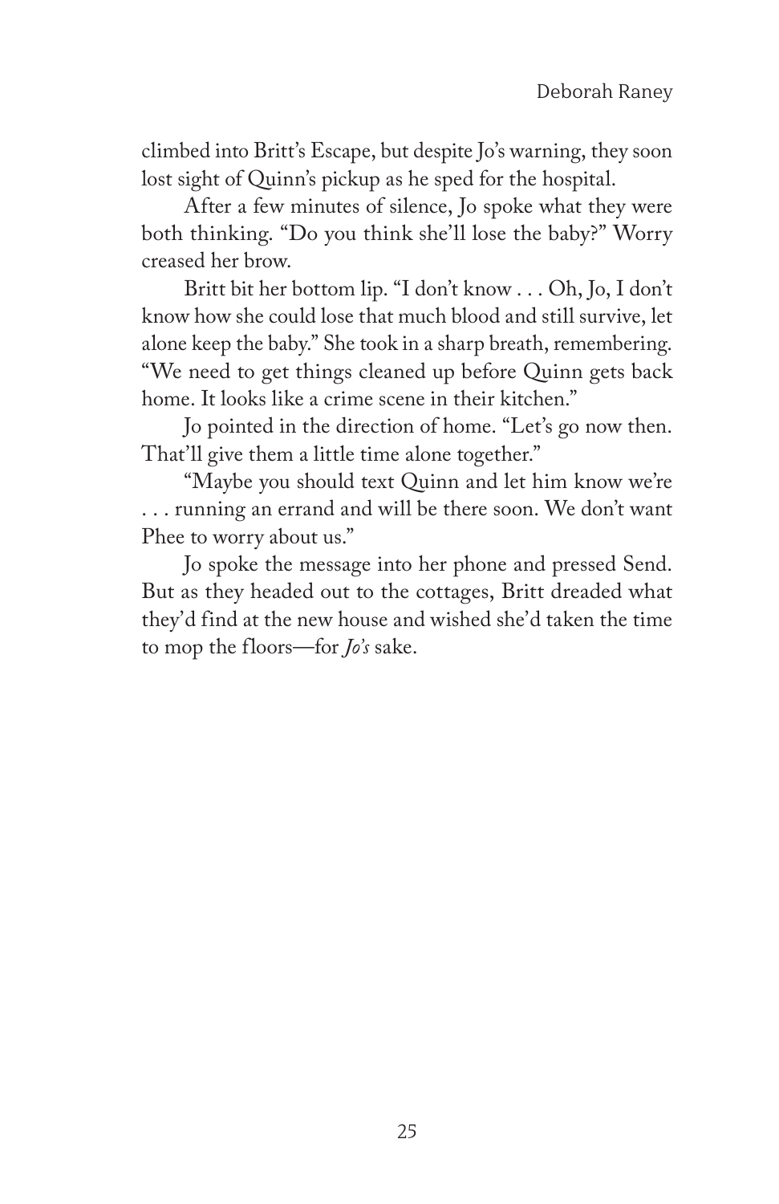climbed into Britt's Escape, but despite Jo's warning, they soon lost sight of Quinn's pickup as he sped for the hospital.

After a few minutes of silence, Jo spoke what they were both thinking. "Do you think she'll lose the baby?" Worry creased her brow.

Britt bit her bottom lip. "I don't know . . . Oh, Jo, I don't know how she could lose that much blood and still survive, let alone keep the baby." She took in a sharp breath, remembering. "We need to get things cleaned up before Quinn gets back home. It looks like a crime scene in their kitchen."

Jo pointed in the direction of home. "Let's go now then. That'll give them a little time alone together."

"Maybe you should text Quinn and let him know we're . . . running an errand and will be there soon. We don't want Phee to worry about us."

Jo spoke the message into her phone and pressed Send. But as they headed out to the cottages, Britt dreaded what they'd find at the new house and wished she'd taken the time to mop the floors—for *Jo's* sake.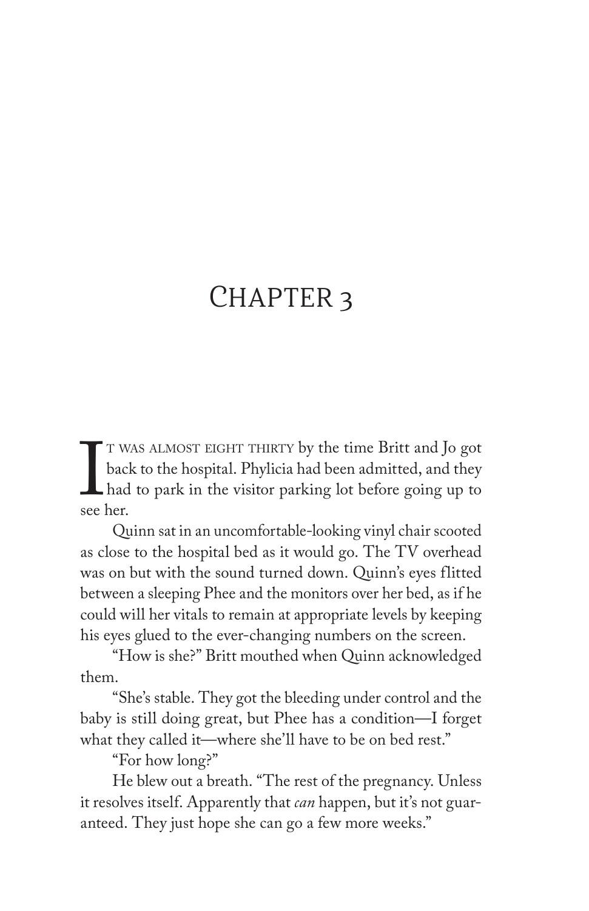# Chapter 3

It was almost eight thirty by the time Britt and Jo got back to the hospital. Phylicia had been admitted, and they had to park in the visitor parking lot before going up to see her.

Quinn sat in an uncomfortable-looking vinyl chair scooted as close to the hospital bed as it would go. The TV overhead was on but with the sound turned down. Quinn's eyes flitted between a sleeping Phee and the monitors over her bed, as if he could will her vitals to remain at appropriate levels by keeping his eyes glued to the ever-changing numbers on the screen.

"How is she?" Britt mouthed when Quinn acknowledged them.

"She's stable. They got the bleeding under control and the baby is still doing great, but Phee has a condition—I forget what they called it—where she'll have to be on bed rest."

"For how long?"

He blew out a breath. "The rest of the pregnancy. Unless it resolves itself. Apparently that *can* happen, but it's not guaranteed. They just hope she can go a few more weeks."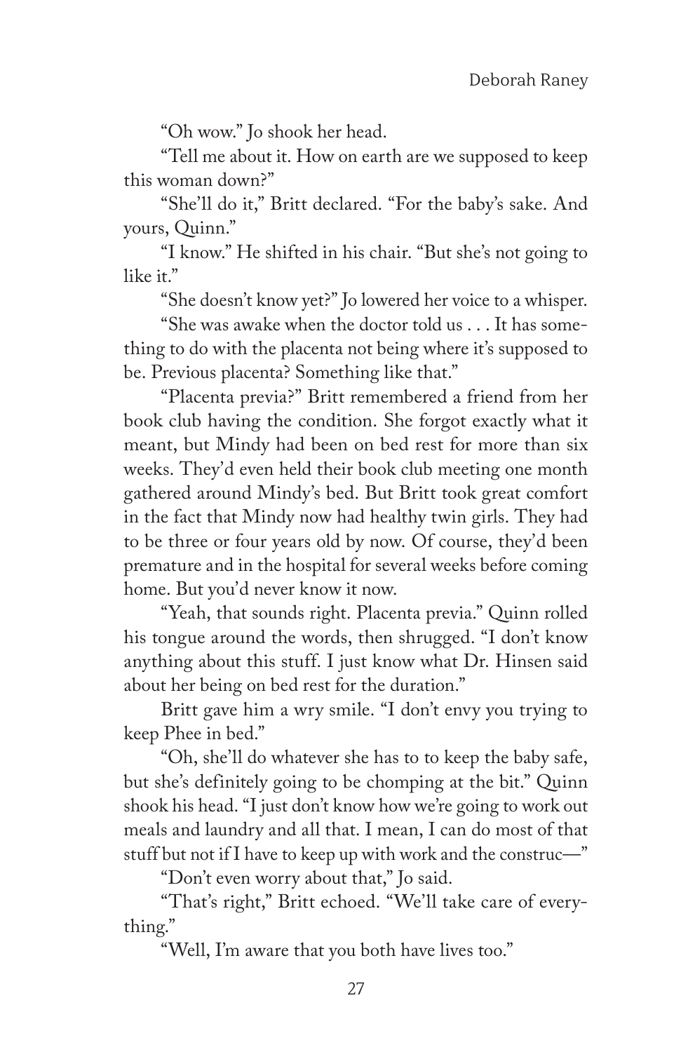"Oh wow." Jo shook her head.

"Tell me about it. How on earth are we supposed to keep this woman down?"

"She'll do it," Britt declared. "For the baby's sake. And yours, Quinn."

"I know." He shifted in his chair. "But she's not going to like it."

"She doesn't know yet?" Jo lowered her voice to a whisper.

"She was awake when the doctor told us . . . It has something to do with the placenta not being where it's supposed to be. Previous placenta? Something like that."

"Placenta previa?" Britt remembered a friend from her book club having the condition. She forgot exactly what it meant, but Mindy had been on bed rest for more than six weeks. They'd even held their book club meeting one month gathered around Mindy's bed. But Britt took great comfort in the fact that Mindy now had healthy twin girls. They had to be three or four years old by now. Of course, they'd been premature and in the hospital for several weeks before coming home. But you'd never know it now.

"Yeah, that sounds right. Placenta previa." Quinn rolled his tongue around the words, then shrugged. "I don't know anything about this stuff. I just know what Dr. Hinsen said about her being on bed rest for the duration."

Britt gave him a wry smile. "I don't envy you trying to keep Phee in bed."

"Oh, she'll do whatever she has to to keep the baby safe, but she's definitely going to be chomping at the bit." Quinn shook his head. "I just don't know how we're going to work out meals and laundry and all that. I mean, I can do most of that stuff but not if I have to keep up with work and the construc—"

"Don't even worry about that," Jo said.

"That's right," Britt echoed. "We'll take care of everything."

"Well, I'm aware that you both have lives too."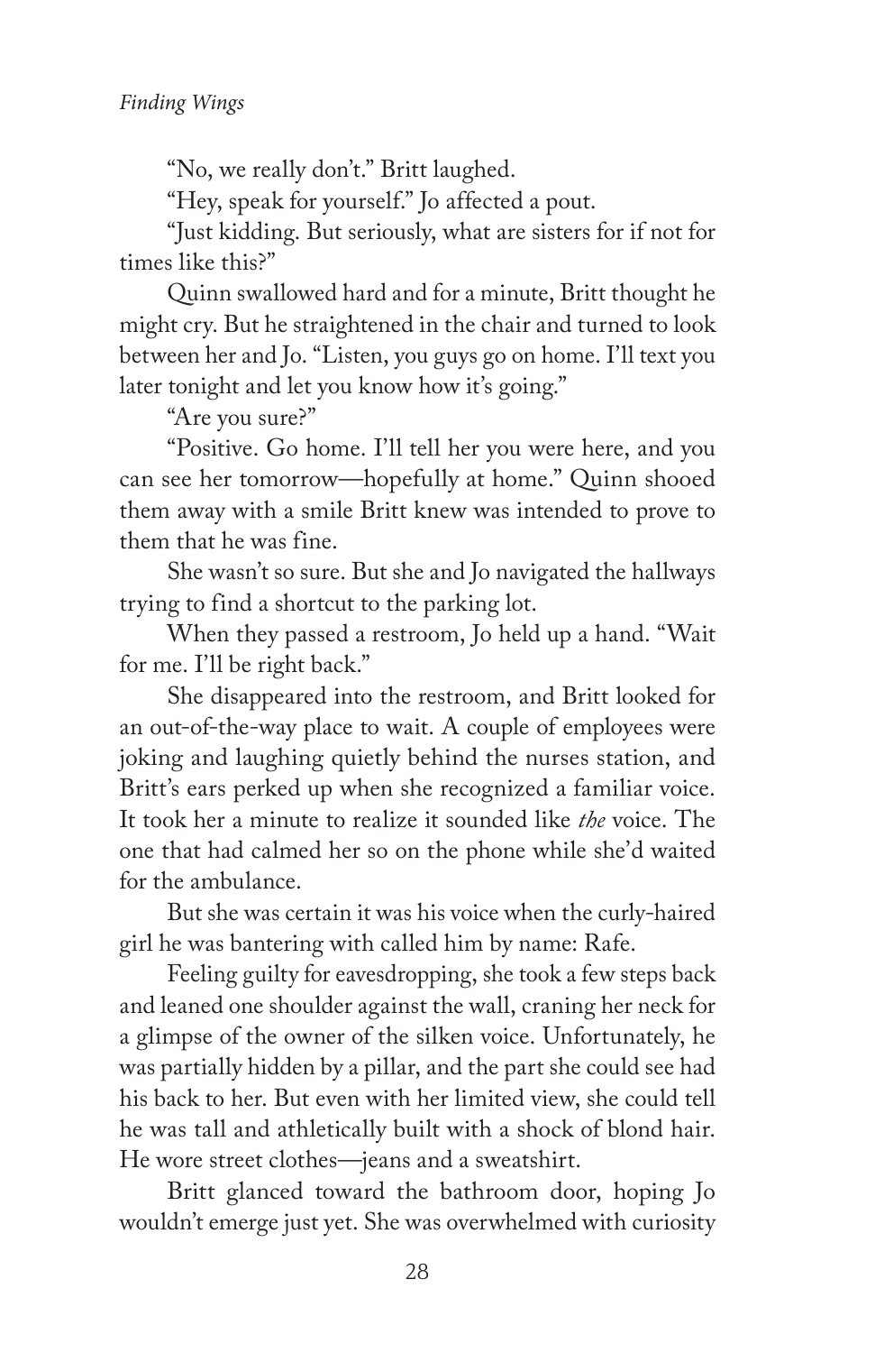"No, we really don't." Britt laughed.

"Hey, speak for yourself." Jo affected a pout.

"Just kidding. But seriously, what are sisters for if not for times like this?"

Quinn swallowed hard and for a minute, Britt thought he might cry. But he straightened in the chair and turned to look between her and Jo. "Listen, you guys go on home. I'll text you later tonight and let you know how it's going."

"Are you sure?"

"Positive. Go home. I'll tell her you were here, and you can see her tomorrow—hopefully at home." Quinn shooed them away with a smile Britt knew was intended to prove to them that he was fine.

She wasn't so sure. But she and Jo navigated the hallways trying to find a shortcut to the parking lot.

When they passed a restroom, Jo held up a hand. "Wait for me. I'll be right back."

She disappeared into the restroom, and Britt looked for an out-of-the-way place to wait. A couple of employees were joking and laughing quietly behind the nurses station, and Britt's ears perked up when she recognized a familiar voice. It took her a minute to realize it sounded like *the* voice. The one that had calmed her so on the phone while she'd waited for the ambulance.

But she was certain it was his voice when the curly-haired girl he was bantering with called him by name: Rafe.

Feeling guilty for eavesdropping, she took a few steps back and leaned one shoulder against the wall, craning her neck for a glimpse of the owner of the silken voice. Unfortunately, he was partially hidden by a pillar, and the part she could see had his back to her. But even with her limited view, she could tell he was tall and athletically built with a shock of blond hair. He wore street clothes—jeans and a sweatshirt.

Britt glanced toward the bathroom door, hoping Jo wouldn't emerge just yet. She was overwhelmed with curiosity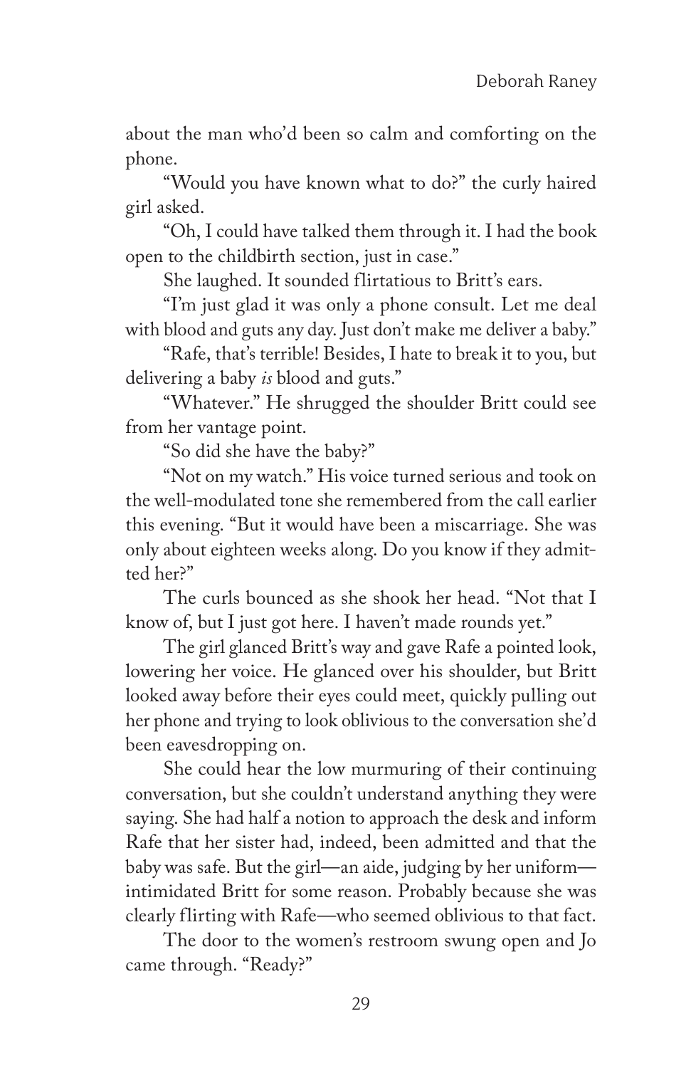about the man who'd been so calm and comforting on the phone.

"Would you have known what to do?" the curly haired girl asked.

"Oh, I could have talked them through it. I had the book open to the childbirth section, just in case."

She laughed. It sounded flirtatious to Britt's ears.

"I'm just glad it was only a phone consult. Let me deal with blood and guts any day. Just don't make me deliver a baby."

"Rafe, that's terrible! Besides, I hate to break it to you, but delivering a baby *is* blood and guts."

"Whatever." He shrugged the shoulder Britt could see from her vantage point.

"So did she have the baby?"

"Not on my watch." His voice turned serious and took on the well-modulated tone she remembered from the call earlier this evening. "But it would have been a miscarriage. She was only about eighteen weeks along. Do you know if they admitted her?"

The curls bounced as she shook her head. "Not that I know of, but I just got here. I haven't made rounds yet."

The girl glanced Britt's way and gave Rafe a pointed look, lowering her voice. He glanced over his shoulder, but Britt looked away before their eyes could meet, quickly pulling out her phone and trying to look oblivious to the conversation she'd been eavesdropping on.

She could hear the low murmuring of their continuing conversation, but she couldn't understand anything they were saying. She had half a notion to approach the desk and inform Rafe that her sister had, indeed, been admitted and that the baby was safe. But the girl—an aide, judging by her uniform—intimidated Britt for some reason. Probably because she was clearly flirting with Rafe—who seemed oblivious to that fact.

The door to the women's restroom swung open and Jo came through. "Ready?"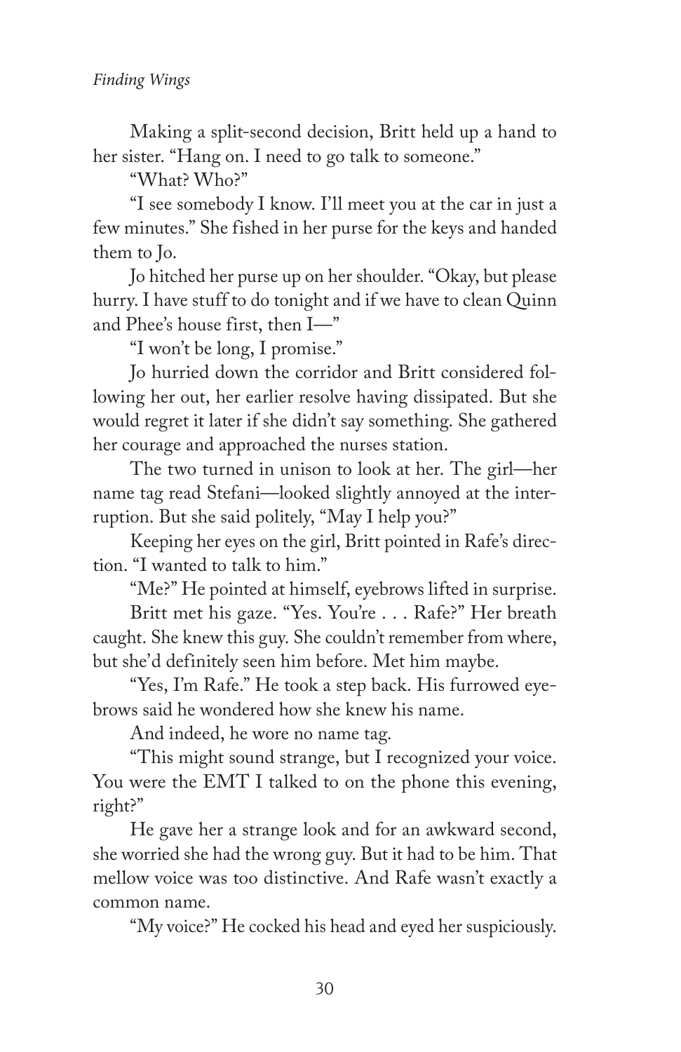Making a split-second decision, Britt held up a hand to her sister. "Hang on. I need to go talk to someone."

"What? Who?"

"I see somebody I know. I'll meet you at the car in just a few minutes." She fished in her purse for the keys and handed them to Jo.

Jo hitched her purse up on her shoulder. "Okay, but please hurry. I have stuff to do tonight and if we have to clean Quinn and Phee's house first, then I—"

"I won't be long, I promise."

Jo hurried down the corridor and Britt considered following her out, her earlier resolve having dissipated. But she would regret it later if she didn't say something. She gathered her courage and approached the nurses station.

The two turned in unison to look at her. The girl—her name tag read Stefani—looked slightly annoyed at the interruption. But she said politely, "May I help you?"

Keeping her eyes on the girl, Britt pointed in Rafe's direction. "I wanted to talk to him."

"Me?" He pointed at himself, eyebrows lifted in surprise.

Britt met his gaze. "Yes. You're . . . Rafe?" Her breath caught. She knew this guy. She couldn't remember from where, but she'd definitely seen him before. Met him maybe.

"Yes, I'm Rafe." He took a step back. His furrowed eyebrows said he wondered how she knew his name.

And indeed, he wore no name tag.

"This might sound strange, but I recognized your voice. You were the EMT I talked to on the phone this evening, right?"

He gave her a strange look and for an awkward second, she worried she had the wrong guy. But it had to be him. That mellow voice was too distinctive. And Rafe wasn't exactly a common name.

"My voice?" He cocked his head and eyed her suspiciously.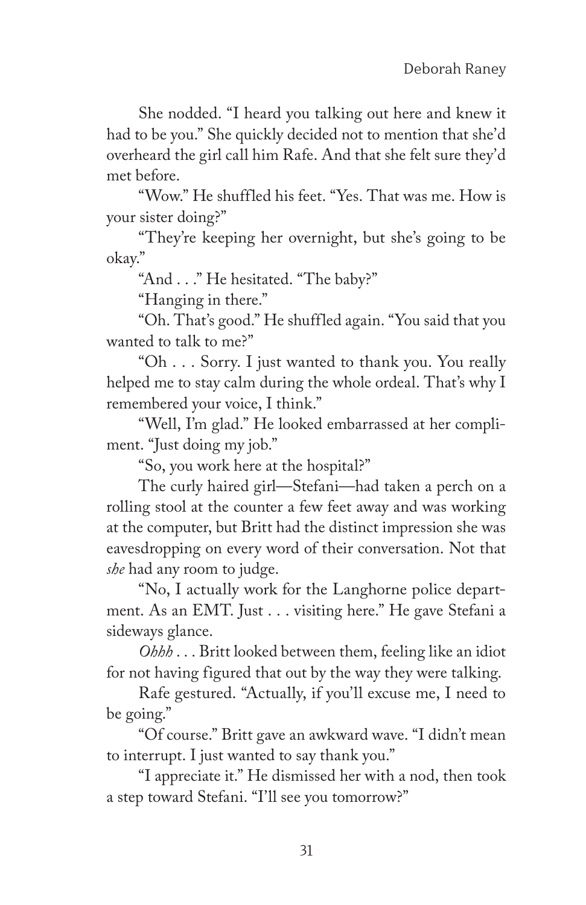She nodded. "I heard you talking out here and knew it had to be you." She quickly decided not to mention that she'd overheard the girl call him Rafe. And that she felt sure they'd met before.

"Wow." He shuffled his feet. "Yes. That was me. How is your sister doing?"

"They're keeping her overnight, but she's going to be okay."

"And . . ." He hesitated. "The baby?"

"Hanging in there."

"Oh. That's good." He shuffled again. "You said that you wanted to talk to me?"

"Oh . . . Sorry. I just wanted to thank you. You really helped me to stay calm during the whole ordeal. That's why I remembered your voice, I think."

"Well, I'm glad." He looked embarrassed at her compliment. "Just doing my job."

"So, you work here at the hospital?"

The curly haired girl—Stefani—had taken a perch on a rolling stool at the counter a few feet away and was working at the computer, but Britt had the distinct impression she was eavesdropping on every word of their conversation. Not that *she* had any room to judge.

"No, I actually work for the Langhorne police department. As an EMT. Just . . . visiting here." He gave Stefani a sideways glance.

*Ohhh* . . . Britt looked between them, feeling like an idiot for not having figured that out by the way they were talking.

Rafe gestured. "Actually, if you'll excuse me, I need to be going."

"Of course." Britt gave an awkward wave. "I didn't mean to interrupt. I just wanted to say thank you."

"I appreciate it." He dismissed her with a nod, then took a step toward Stefani. "I'll see you tomorrow?"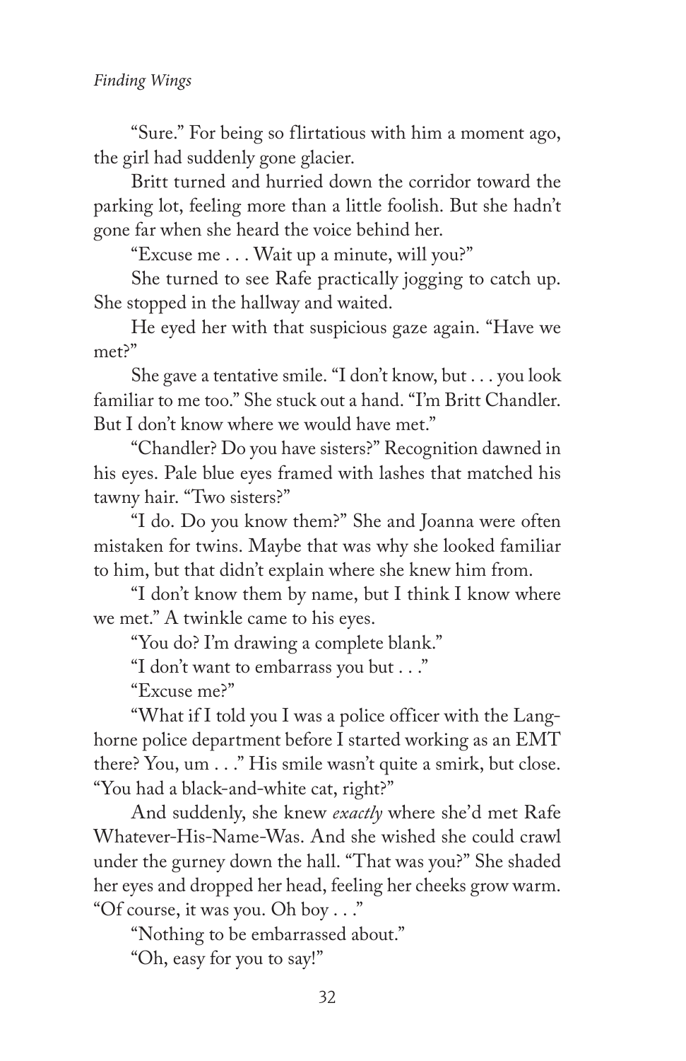"Sure." For being so flirtatious with him a moment ago, the girl had suddenly gone glacier.

Britt turned and hurried down the corridor toward the parking lot, feeling more than a little foolish. But she hadn't gone far when she heard the voice behind her.

"Excuse me . . . Wait up a minute, will you?"

She turned to see Rafe practically jogging to catch up. She stopped in the hallway and waited.

He eyed her with that suspicious gaze again. "Have we met?"

She gave a tentative smile. "I don't know, but . . . you look familiar to me too." She stuck out a hand. "I'm Britt Chandler. But I don't know where we would have met."

"Chandler? Do you have sisters?" Recognition dawned in his eyes. Pale blue eyes framed with lashes that matched his tawny hair. "Two sisters?"

"I do. Do you know them?" She and Joanna were often mistaken for twins. Maybe that was why she looked familiar to him, but that didn't explain where she knew him from.

"I don't know them by name, but I think I know where we met." A twinkle came to his eyes.

"You do? I'm drawing a complete blank."

"I don't want to embarrass you but . . ."

"Excuse me?"

"What if I told you I was a police officer with the Langhorne police department before I started working as an EMT there? You, um . . ." His smile wasn't quite a smirk, but close. "You had a black-and-white cat, right?"

And suddenly, she knew *exactly* where she'd met Rafe Whatever-His-Name-Was. And she wished she could crawl under the gurney down the hall. "That was you?" She shaded her eyes and dropped her head, feeling her cheeks grow warm. "Of course, it was you. Oh boy . . ."

"Nothing to be embarrassed about."

"Oh, easy for you to say!"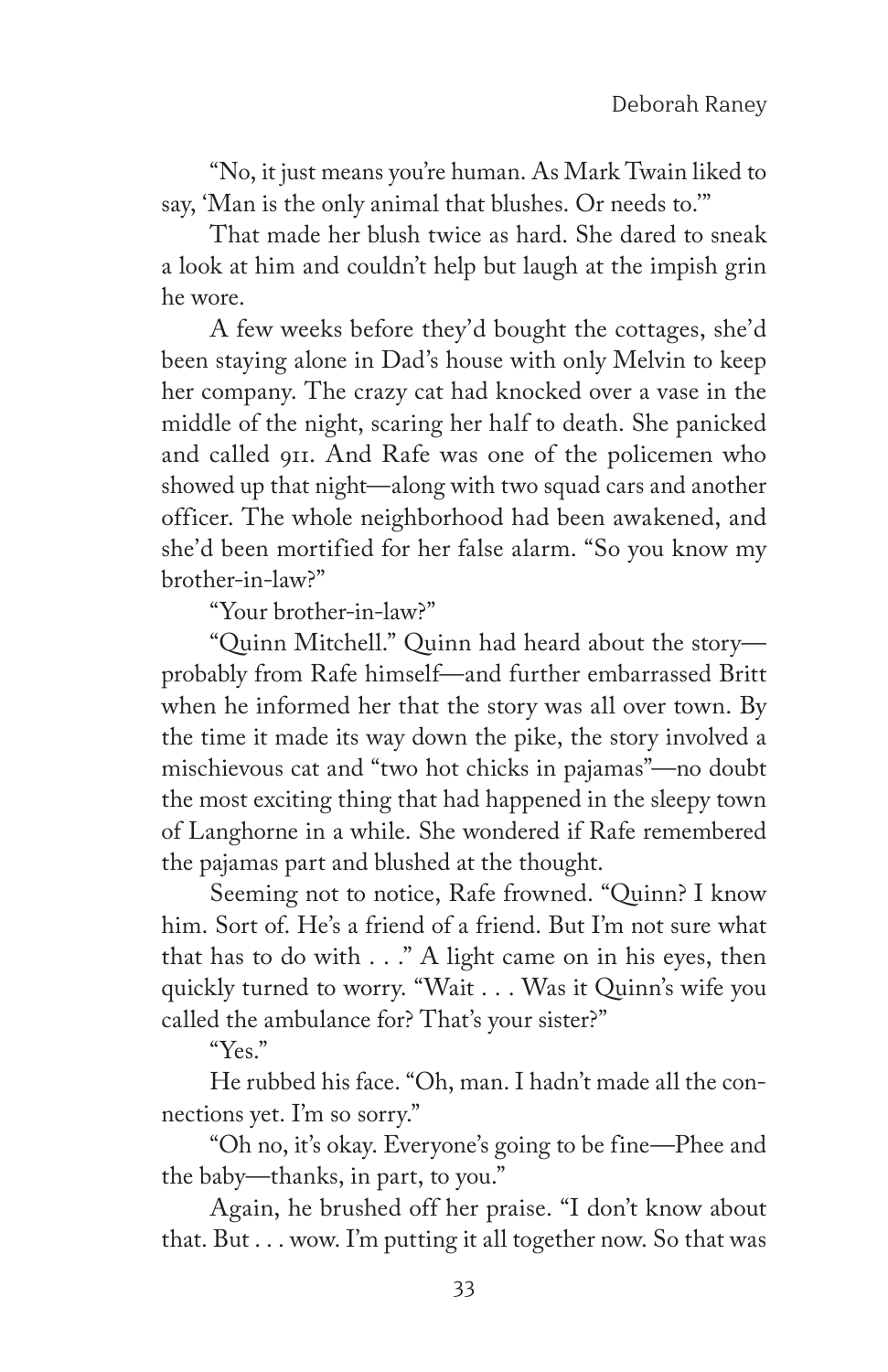"No, it just means you're human. As Mark Twain liked to say, 'Man is the only animal that blushes. Or needs to.'"

That made her blush twice as hard. She dared to sneak a look at him and couldn't help but laugh at the impish grin he wore.

A few weeks before they'd bought the cottages, she'd been staying alone in Dad's house with only Melvin to keep her company. The crazy cat had knocked over a vase in the middle of the night, scaring her half to death. She panicked and called 911. And Rafe was one of the policemen who showed up that night—along with two squad cars and another officer. The whole neighborhood had been awakened, and she'd been mortified for her false alarm. "So you know my brother-in-law?"

"Your brother-in-law?"

"Quinn Mitchell." Quinn had heard about the story—probably from Rafe himself—and further embarrassed Britt when he informed her that the story was all over town. By the time it made its way down the pike, the story involved a mischievous cat and "two hot chicks in pajamas"—no doubt the most exciting thing that had happened in the sleepy town of Langhorne in a while. She wondered if Rafe remembered the pajamas part and blushed at the thought.

Seeming not to notice, Rafe frowned. "Quinn? I know him. Sort of. He's a friend of a friend. But I'm not sure what that has to do with . . ." A light came on in his eyes, then quickly turned to worry. "Wait . . . Was it Quinn's wife you called the ambulance for? That's your sister?"

"Yes."

He rubbed his face. "Oh, man. I hadn't made all the connections yet. I'm so sorry."

"Oh no, it's okay. Everyone's going to be fine—Phee and the baby—thanks, in part, to you."

Again, he brushed off her praise. "I don't know about that. But . . . wow. I'm putting it all together now. So that was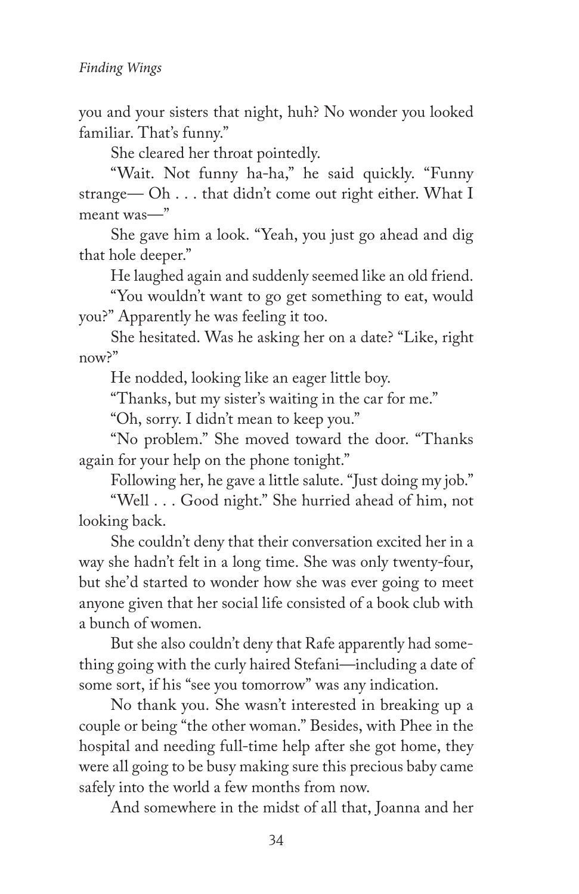you and your sisters that night, huh? No wonder you looked familiar. That's funny."

She cleared her throat pointedly.

"Wait. Not funny ha-ha," he said quickly. "Funny strange— Oh . . . that didn't come out right either. What I meant was—"

She gave him a look. "Yeah, you just go ahead and dig that hole deeper."

He laughed again and suddenly seemed like an old friend.

"You wouldn't want to go get something to eat, would you?" Apparently he was feeling it too.

She hesitated. Was he asking her on a date? "Like, right now?"

He nodded, looking like an eager little boy.

"Thanks, but my sister's waiting in the car for me."

"Oh, sorry. I didn't mean to keep you."

"No problem." She moved toward the door. "Thanks again for your help on the phone tonight."

Following her, he gave a little salute. "Just doing my job."

"Well . . . Good night." She hurried ahead of him, not looking back.

She couldn't deny that their conversation excited her in a way she hadn't felt in a long time. She was only twenty-four, but she'd started to wonder how she was ever going to meet anyone given that her social life consisted of a book club with a bunch of women.

But she also couldn't deny that Rafe apparently had something going with the curly haired Stefani—including a date of some sort, if his "see you tomorrow" was any indication.

No thank you. She wasn't interested in breaking up a couple or being "the other woman." Besides, with Phee in the hospital and needing full-time help after she got home, they were all going to be busy making sure this precious baby came safely into the world a few months from now.

And somewhere in the midst of all that, Joanna and her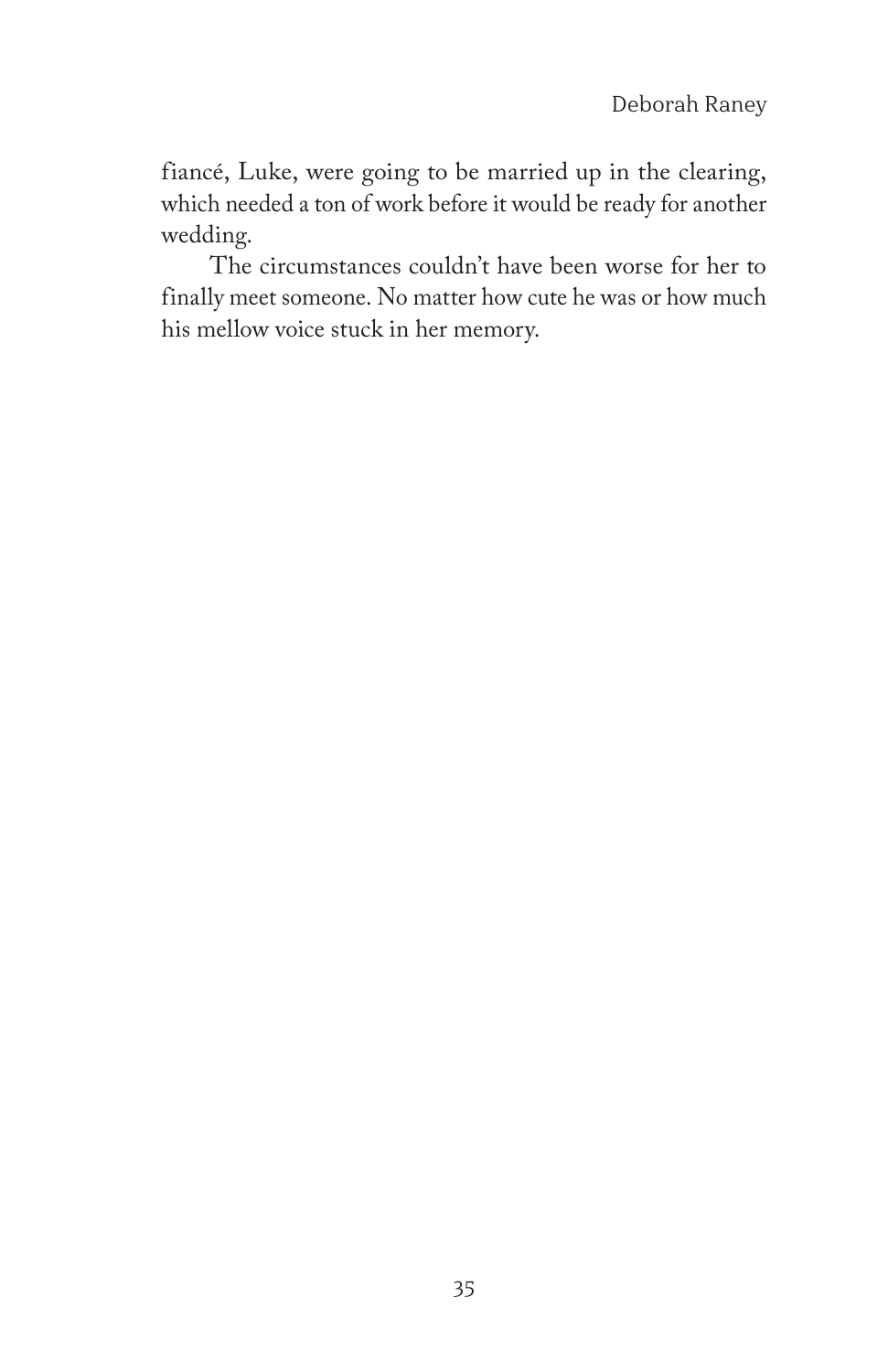fiancé, Luke, were going to be married up in the clearing, which needed a ton of work before it would be ready for another wedding.

The circumstances couldn't have been worse for her to finally meet someone. No matter how cute he was or how much his mellow voice stuck in her memory.